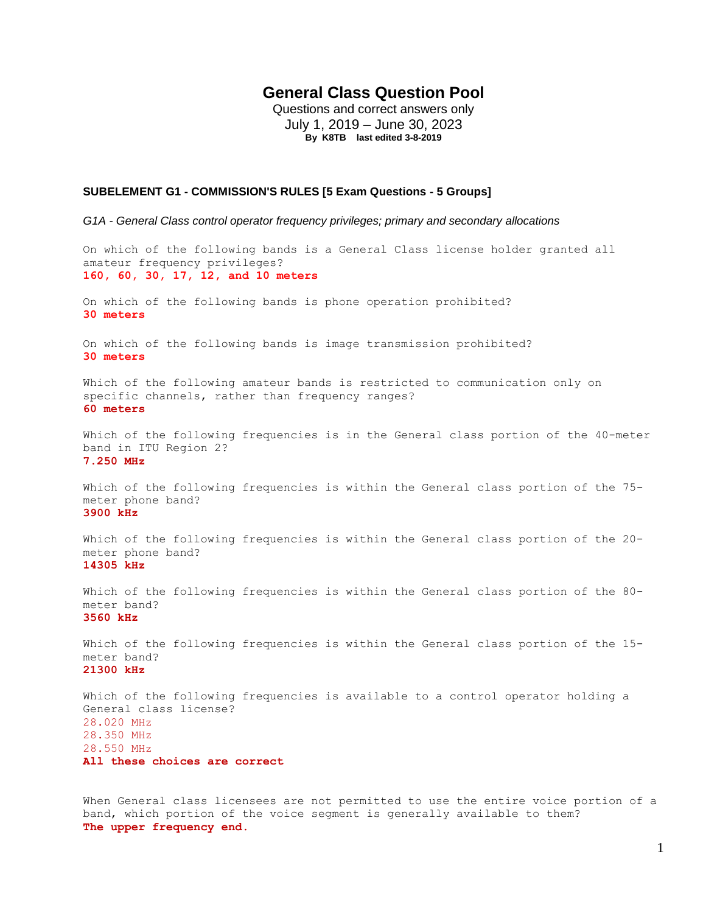# General Class Question Pool

Questions and correct answers only

July 1, 2019 – June 30, 2023

**By K8TB last edited 3-8-2019**

## SUBELEMENT G1 - COMMISSION'S RULES [5 Exam Questions - 5 Groups]

*G1A - General Class control operator frequency privileges; primary and secondary allocations*

On which of the following bands is a General Class license holder granted all amateur frequency privileges?
**160, 60, 30, 17, 12, and 10 meters**

On which of the following bands is phone operation prohibited?
**30 meters**

On which of the following bands is image transmission prohibited?
**30 meters**

Which of the following amateur bands is restricted to communication only on specific channels, rather than frequency ranges?
**60 meters**

Which of the following frequencies is in the General class portion of the 40-meter band in ITU Region 2?
**7.250 MHz**

Which of the following frequencies is within the General class portion of the 75-meter phone band?
**3900 kHz**

Which of the following frequencies is within the General class portion of the 20-meter phone band?
**14305 kHz**

Which of the following frequencies is within the General class portion of the 80-meter band?
**3560 kHz**

Which of the following frequencies is within the General class portion of the 15-meter band?
**21300 kHz**

Which of the following frequencies is available to a control operator holding a General class license?
28.020 MHz
28.350 MHz
28.550 MHz
**All these choices are correct**

When General class licensees are not permitted to use the entire voice portion of a band, which portion of the voice segment is generally available to them?
**The upper frequency end.**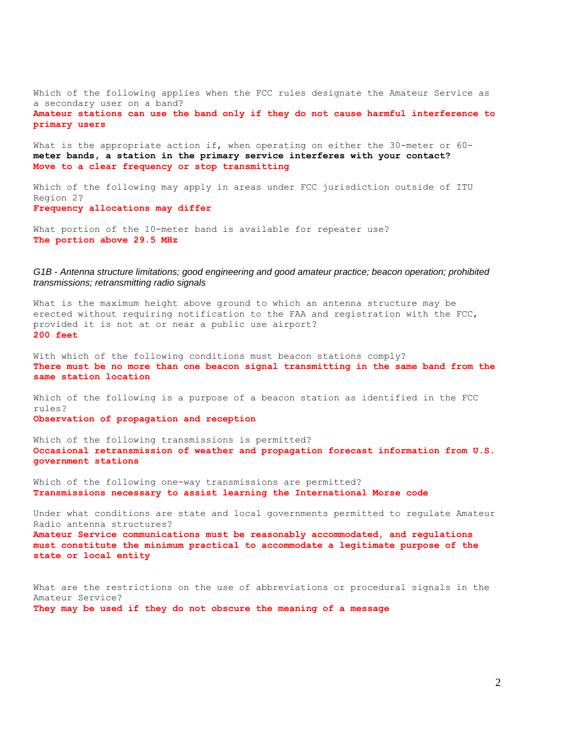Which of the following applies when the FCC rules designate the Amateur Service as a secondary user on a band?
**Amateur stations can use the band only if they do not cause harmful interference to primary users**

What is the appropriate action if, when operating on either the 30-meter or 60-**meter bands, a station in the primary service interferes with your contact?**
**Move to a clear frequency or stop transmitting**

Which of the following may apply in areas under FCC jurisdiction outside of ITU Region 2?
**Frequency allocations may differ**

What portion of the 10-meter band is available for repeater use?
**The portion above 29.5 MHz**

*G1B - Antenna structure limitations; good engineering and good amateur practice; beacon operation; prohibited transmissions; retransmitting radio signals*

What is the maximum height above ground to which an antenna structure may be erected without requiring notification to the FAA and registration with the FCC, provided it is not at or near a public use airport?
**200 feet**

With which of the following conditions must beacon stations comply?
**There must be no more than one beacon signal transmitting in the same band from the same station location**

Which of the following is a purpose of a beacon station as identified in the FCC rules?
**Observation of propagation and reception**

Which of the following transmissions is permitted?
**Occasional retransmission of weather and propagation forecast information from U.S. government stations**

Which of the following one-way transmissions are permitted?
**Transmissions necessary to assist learning the International Morse code**

Under what conditions are state and local governments permitted to regulate Amateur Radio antenna structures?
**Amateur Service communications must be reasonably accommodated, and regulations must constitute the minimum practical to accommodate a legitimate purpose of the state or local entity**

What are the restrictions on the use of abbreviations or procedural signals in the Amateur Service?
**They may be used if they do not obscure the meaning of a message**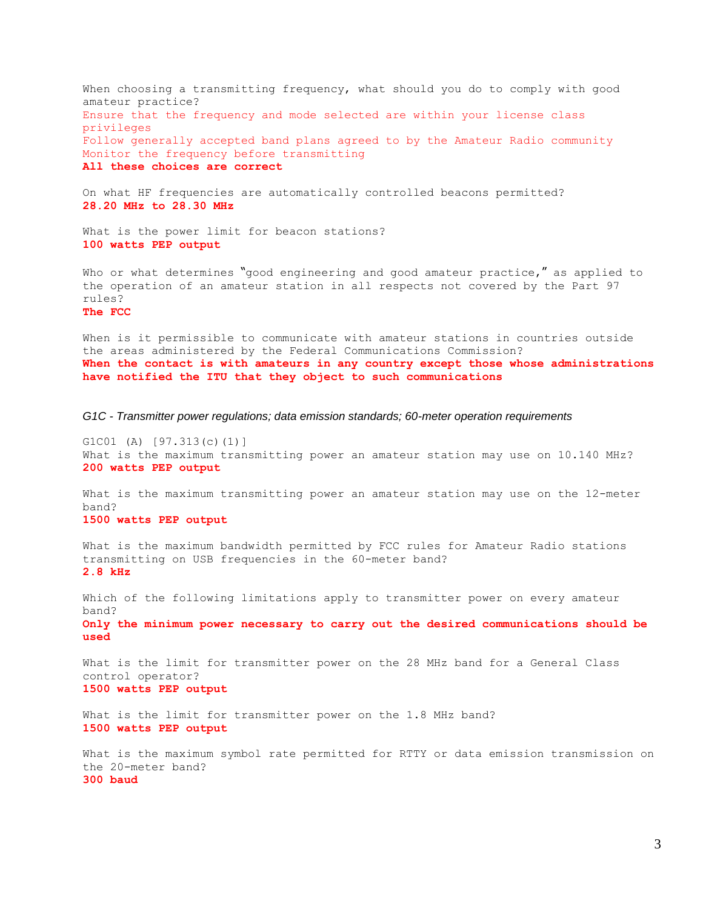When choosing a transmitting frequency, what should you do to comply with good amateur practice?
Ensure that the frequency and mode selected are within your license class privileges
Follow generally accepted band plans agreed to by the Amateur Radio community
Monitor the frequency before transmitting
**All these choices are correct**

On what HF frequencies are automatically controlled beacons permitted?
**28.20 MHz to 28.30 MHz**

What is the power limit for beacon stations?
**100 watts PEP output**

Who or what determines "good engineering and good amateur practice," as applied to the operation of an amateur station in all respects not covered by the Part 97 rules?
**The FCC**

When is it permissible to communicate with amateur stations in countries outside the areas administered by the Federal Communications Commission?
**When the contact is with amateurs in any country except those whose administrations have notified the ITU that they object to such communications**

*G1C - Transmitter power regulations; data emission standards; 60-meter operation requirements*

G1C01 (A) [97.313(c)(1)]
What is the maximum transmitting power an amateur station may use on 10.140 MHz?
**200 watts PEP output**

What is the maximum transmitting power an amateur station may use on the 12-meter band?
**1500 watts PEP output**

What is the maximum bandwidth permitted by FCC rules for Amateur Radio stations transmitting on USB frequencies in the 60-meter band?
**2.8 kHz**

Which of the following limitations apply to transmitter power on every amateur band?
**Only the minimum power necessary to carry out the desired communications should be used**

What is the limit for transmitter power on the 28 MHz band for a General Class control operator?
**1500 watts PEP output**

What is the limit for transmitter power on the 1.8 MHz band?
**1500 watts PEP output**

What is the maximum symbol rate permitted for RTTY or data emission transmission on the 20-meter band?
**300 baud**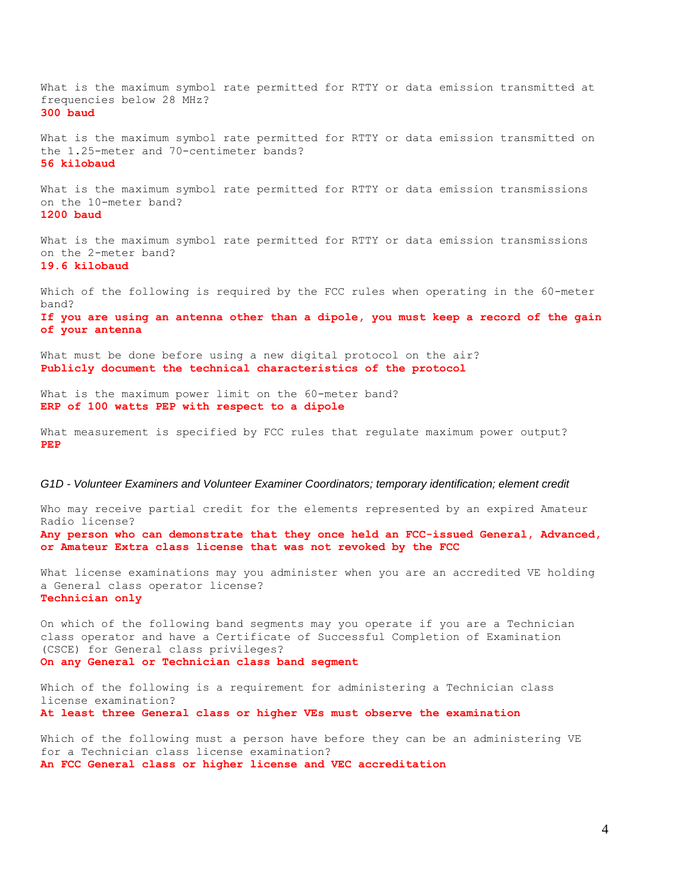What is the maximum symbol rate permitted for RTTY or data emission transmitted at frequencies below 28 MHz?
**300 baud**

What is the maximum symbol rate permitted for RTTY or data emission transmitted on the 1.25-meter and 70-centimeter bands?
**56 kilobaud**

What is the maximum symbol rate permitted for RTTY or data emission transmissions on the 10-meter band?
**1200 baud**

What is the maximum symbol rate permitted for RTTY or data emission transmissions on the 2-meter band?
**19.6 kilobaud**

Which of the following is required by the FCC rules when operating in the 60-meter band?
**If you are using an antenna other than a dipole, you must keep a record of the gain of your antenna**

What must be done before using a new digital protocol on the air?
**Publicly document the technical characteristics of the protocol**

What is the maximum power limit on the 60-meter band?
**ERP of 100 watts PEP with respect to a dipole**

What measurement is specified by FCC rules that regulate maximum power output?
**PEP**

*G1D - Volunteer Examiners and Volunteer Examiner Coordinators; temporary identification; element credit*

Who may receive partial credit for the elements represented by an expired Amateur Radio license?
**Any person who can demonstrate that they once held an FCC-issued General, Advanced, or Amateur Extra class license that was not revoked by the FCC**

What license examinations may you administer when you are an accredited VE holding a General class operator license?
**Technician only**

On which of the following band segments may you operate if you are a Technician class operator and have a Certificate of Successful Completion of Examination (CSCE) for General class privileges?
**On any General or Technician class band segment**

Which of the following is a requirement for administering a Technician class license examination?
**At least three General class or higher VEs must observe the examination**

Which of the following must a person have before they can be an administering VE for a Technician class license examination?
**An FCC General class or higher license and VEC accreditation**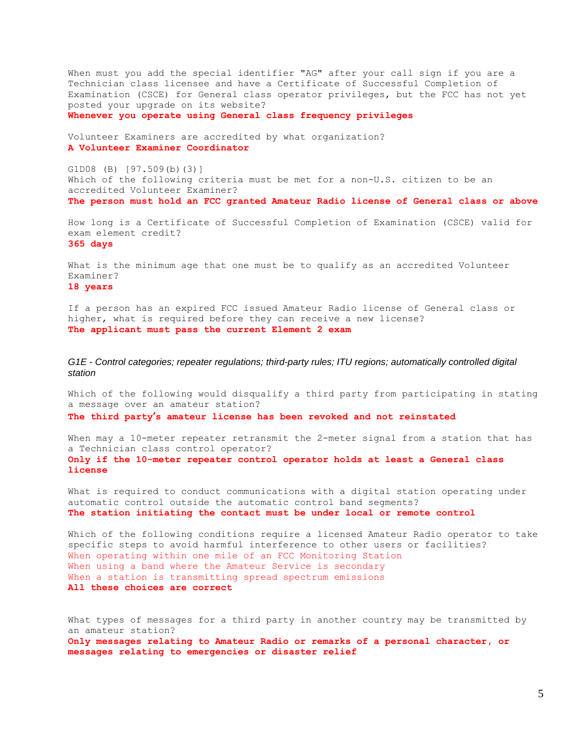When must you add the special identifier "AG" after your call sign if you are a Technician class licensee and have a Certificate of Successful Completion of Examination (CSCE) for General class operator privileges, but the FCC has not yet posted your upgrade on its website?
**Whenever you operate using General class frequency privileges**

Volunteer Examiners are accredited by what organization?
**A Volunteer Examiner Coordinator**

G1D08 (B) [97.509(b)(3)]
Which of the following criteria must be met for a non-U.S. citizen to be an accredited Volunteer Examiner?
**The person must hold an FCC granted Amateur Radio license of General class or above**

How long is a Certificate of Successful Completion of Examination (CSCE) valid for exam element credit?
**365 days**

What is the minimum age that one must be to qualify as an accredited Volunteer Examiner?
**18 years**

If a person has an expired FCC issued Amateur Radio license of General class or higher, what is required before they can receive a new license?
**The applicant must pass the current Element 2 exam**

*G1E - Control categories; repeater regulations; third-party rules; ITU regions; automatically controlled digital station*

Which of the following would disqualify a third party from participating in stating a message over an amateur station?
**The third party's amateur license has been revoked and not reinstated**

When may a 10-meter repeater retransmit the 2-meter signal from a station that has a Technician class control operator?
**Only if the 10-meter repeater control operator holds at least a General class license**

What is required to conduct communications with a digital station operating under automatic control outside the automatic control band segments?
**The station initiating the contact must be under local or remote control**

Which of the following conditions require a licensed Amateur Radio operator to take specific steps to avoid harmful interference to other users or facilities?
When operating within one mile of an FCC Monitoring Station
When using a band where the Amateur Service is secondary
When a station is transmitting spread spectrum emissions
**All these choices are correct**

What types of messages for a third party in another country may be transmitted by an amateur station?
**Only messages relating to Amateur Radio or remarks of a personal character, or messages relating to emergencies or disaster relief**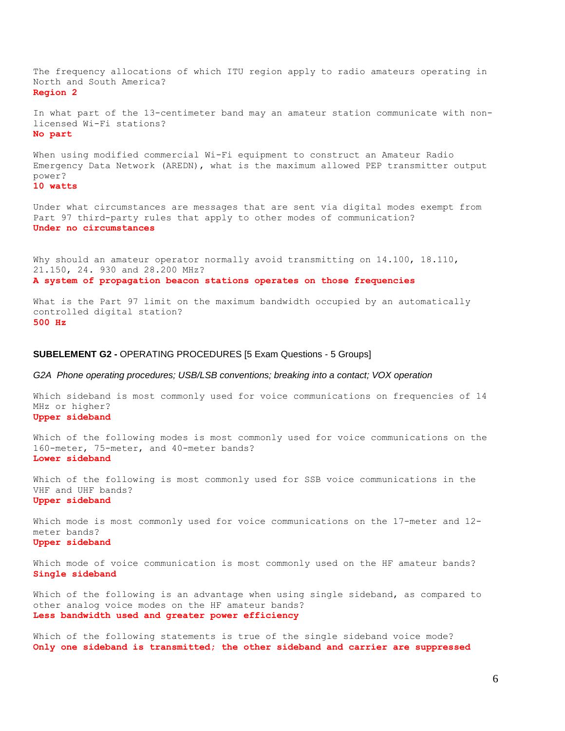The frequency allocations of which ITU region apply to radio amateurs operating in North and South America?
**Region 2**

In what part of the 13-centimeter band may an amateur station communicate with non-licensed Wi-Fi stations?
**No part**

When using modified commercial Wi-Fi equipment to construct an Amateur Radio Emergency Data Network (AREDN), what is the maximum allowed PEP transmitter output power?
**10 watts**

Under what circumstances are messages that are sent via digital modes exempt from Part 97 third-party rules that apply to other modes of communication?
**Under no circumstances**

Why should an amateur operator normally avoid transmitting on 14.100, 18.110, 21.150, 24. 930 and 28.200 MHz?
**A system of propagation beacon stations operates on those frequencies**

What is the Part 97 limit on the maximum bandwidth occupied by an automatically controlled digital station?
**500 Hz**

## SUBELEMENT G2 - OPERATING PROCEDURES [5 Exam Questions - 5 Groups]

*G2A Phone operating procedures; USB/LSB conventions; breaking into a contact; VOX operation*

Which sideband is most commonly used for voice communications on frequencies of 14 MHz or higher?
**Upper sideband**

Which of the following modes is most commonly used for voice communications on the 160-meter, 75-meter, and 40-meter bands?
**Lower sideband**

Which of the following is most commonly used for SSB voice communications in the VHF and UHF bands?
**Upper sideband**

Which mode is most commonly used for voice communications on the 17-meter and 12-meter bands?
**Upper sideband**

Which mode of voice communication is most commonly used on the HF amateur bands?
**Single sideband**

Which of the following is an advantage when using single sideband, as compared to other analog voice modes on the HF amateur bands?
**Less bandwidth used and greater power efficiency**

Which of the following statements is true of the single sideband voice mode?
**Only one sideband is transmitted; the other sideband and carrier are suppressed**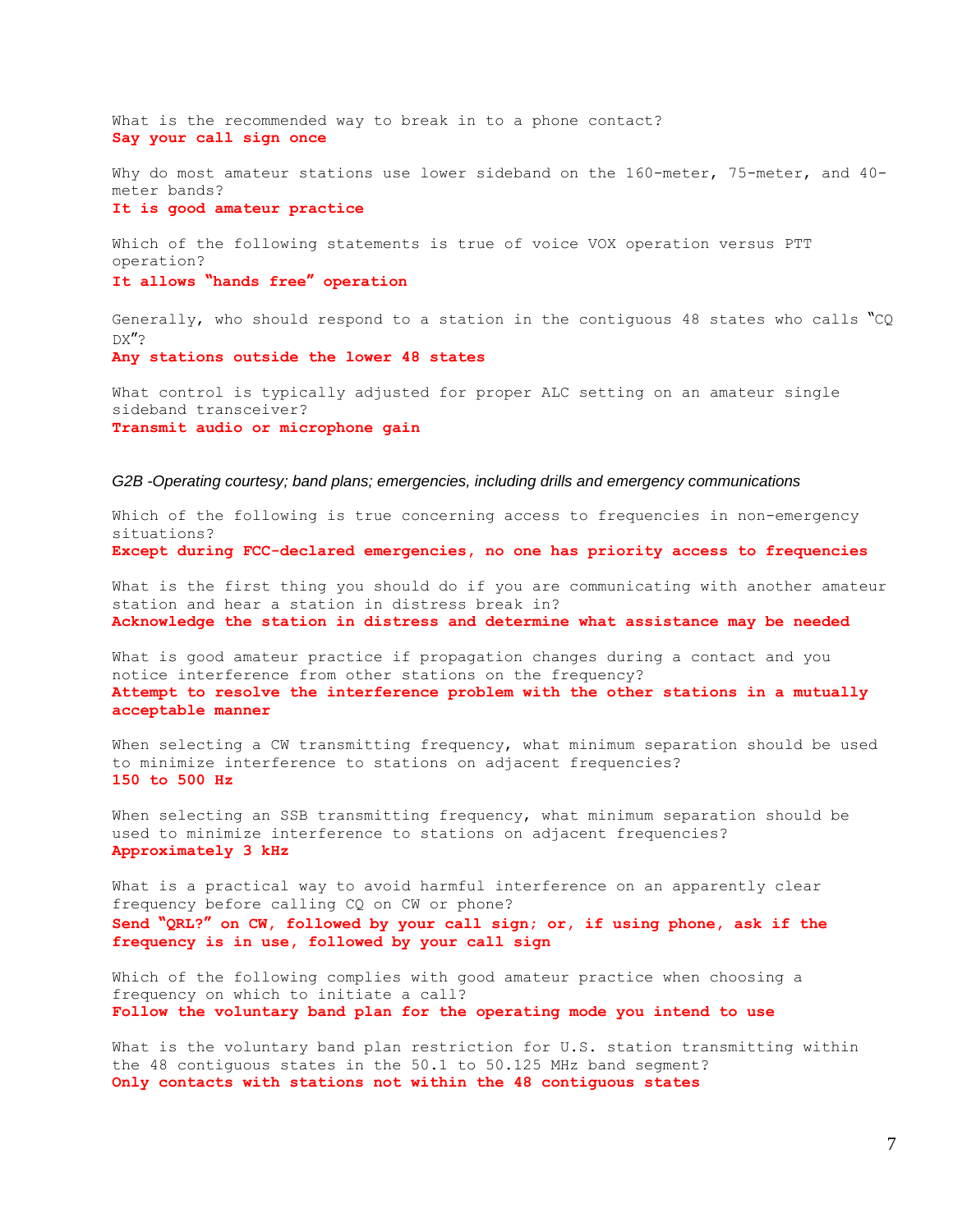What is the recommended way to break in to a phone contact?
**Say your call sign once**

Why do most amateur stations use lower sideband on the 160-meter, 75-meter, and 40-meter bands?
**It is good amateur practice**

Which of the following statements is true of voice VOX operation versus PTT operation?
**It allows "hands free" operation**

Generally, who should respond to a station in the contiguous 48 states who calls "CQ DX"?
**Any stations outside the lower 48 states**

What control is typically adjusted for proper ALC setting on an amateur single sideband transceiver?
**Transmit audio or microphone gain**

*G2B -Operating courtesy; band plans; emergencies, including drills and emergency communications*

Which of the following is true concerning access to frequencies in non-emergency situations?
**Except during FCC-declared emergencies, no one has priority access to frequencies**

What is the first thing you should do if you are communicating with another amateur station and hear a station in distress break in?
**Acknowledge the station in distress and determine what assistance may be needed**

What is good amateur practice if propagation changes during a contact and you notice interference from other stations on the frequency?
**Attempt to resolve the interference problem with the other stations in a mutually acceptable manner**

When selecting a CW transmitting frequency, what minimum separation should be used to minimize interference to stations on adjacent frequencies?
**150 to 500 Hz**

When selecting an SSB transmitting frequency, what minimum separation should be used to minimize interference to stations on adjacent frequencies?
**Approximately 3 kHz**

What is a practical way to avoid harmful interference on an apparently clear frequency before calling CQ on CW or phone?
**Send "QRL?" on CW, followed by your call sign; or, if using phone, ask if the frequency is in use, followed by your call sign**

Which of the following complies with good amateur practice when choosing a frequency on which to initiate a call?
**Follow the voluntary band plan for the operating mode you intend to use**

What is the voluntary band plan restriction for U.S. station transmitting within the 48 contiguous states in the 50.1 to 50.125 MHz band segment?
**Only contacts with stations not within the 48 contiguous states**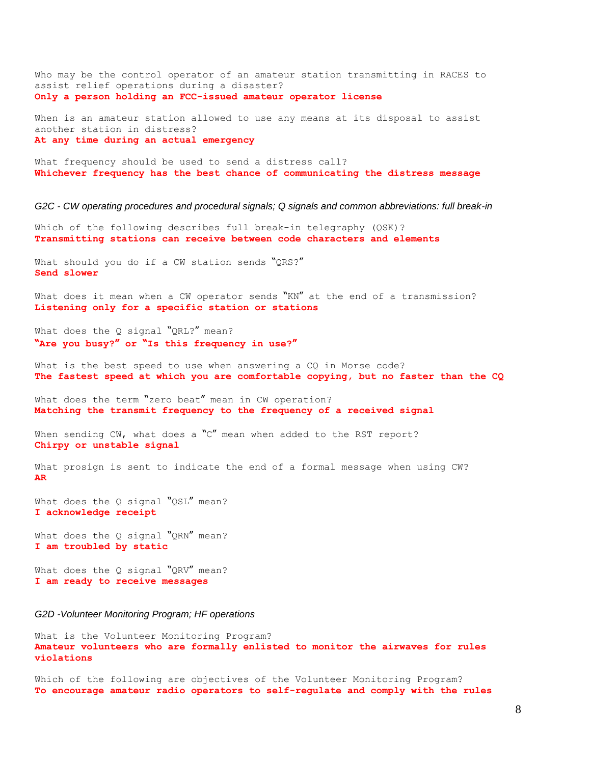Who may be the control operator of an amateur station transmitting in RACES to assist relief operations during a disaster?
**Only a person holding an FCC-issued amateur operator license**

When is an amateur station allowed to use any means at its disposal to assist another station in distress?
**At any time during an actual emergency**

What frequency should be used to send a distress call?
**Whichever frequency has the best chance of communicating the distress message**

*G2C - CW operating procedures and procedural signals; Q signals and common abbreviations: full break-in*

Which of the following describes full break-in telegraphy (QSK)?
**Transmitting stations can receive between code characters and elements**

What should you do if a CW station sends "QRS?"
**Send slower**

What does it mean when a CW operator sends "KN" at the end of a transmission?
**Listening only for a specific station or stations**

What does the Q signal "QRL?" mean?
**"Are you busy?" or "Is this frequency in use?"**

What is the best speed to use when answering a CQ in Morse code?
**The fastest speed at which you are comfortable copying, but no faster than the CQ**

What does the term "zero beat" mean in CW operation?
**Matching the transmit frequency to the frequency of a received signal**

When sending CW, what does a "C" mean when added to the RST report?
**Chirpy or unstable signal**

What prosign is sent to indicate the end of a formal message when using CW?
**AR**

What does the Q signal "QSL" mean?
**I acknowledge receipt**

What does the Q signal "QRN" mean?
**I am troubled by static**

What does the Q signal "QRV" mean?
**I am ready to receive messages**

*G2D -Volunteer Monitoring Program; HF operations*

What is the Volunteer Monitoring Program?
**Amateur volunteers who are formally enlisted to monitor the airwaves for rules violations**

Which of the following are objectives of the Volunteer Monitoring Program?
**To encourage amateur radio operators to self-regulate and comply with the rules**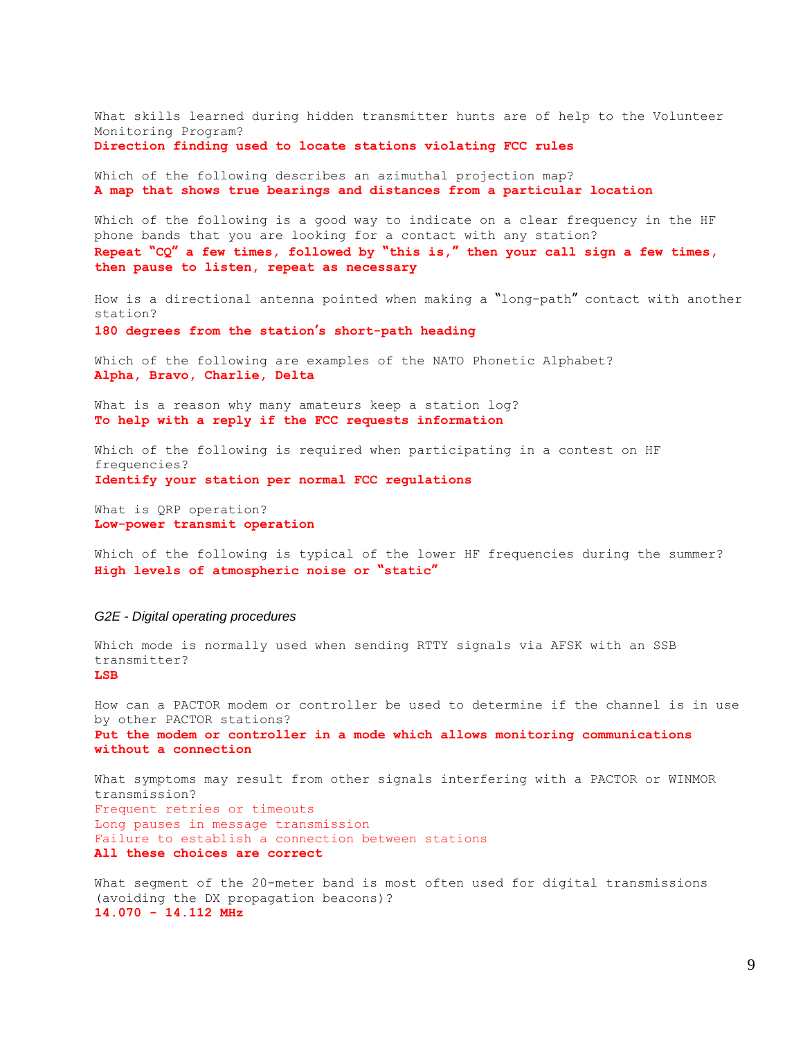What skills learned during hidden transmitter hunts are of help to the Volunteer Monitoring Program?
**Direction finding used to locate stations violating FCC rules**

Which of the following describes an azimuthal projection map?
**A map that shows true bearings and distances from a particular location**

Which of the following is a good way to indicate on a clear frequency in the HF phone bands that you are looking for a contact with any station?
**Repeat "CQ" a few times, followed by "this is," then your call sign a few times, then pause to listen, repeat as necessary**

How is a directional antenna pointed when making a "long-path" contact with another station?
**180 degrees from the station's short-path heading**

Which of the following are examples of the NATO Phonetic Alphabet?
**Alpha, Bravo, Charlie, Delta**

What is a reason why many amateurs keep a station log?
**To help with a reply if the FCC requests information**

Which of the following is required when participating in a contest on HF frequencies?
**Identify your station per normal FCC regulations**

What is QRP operation?
**Low-power transmit operation**

Which of the following is typical of the lower HF frequencies during the summer?
**High levels of atmospheric noise or "static"**

*G2E - Digital operating procedures*

Which mode is normally used when sending RTTY signals via AFSK with an SSB transmitter?
**LSB**

How can a PACTOR modem or controller be used to determine if the channel is in use by other PACTOR stations?
**Put the modem or controller in a mode which allows monitoring communications without a connection**

What symptoms may result from other signals interfering with a PACTOR or WINMOR transmission?
Frequent retries or timeouts
Long pauses in message transmission
Failure to establish a connection between stations
**All these choices are correct**

What segment of the 20-meter band is most often used for digital transmissions (avoiding the DX propagation beacons)?
**14.070 - 14.112 MHz**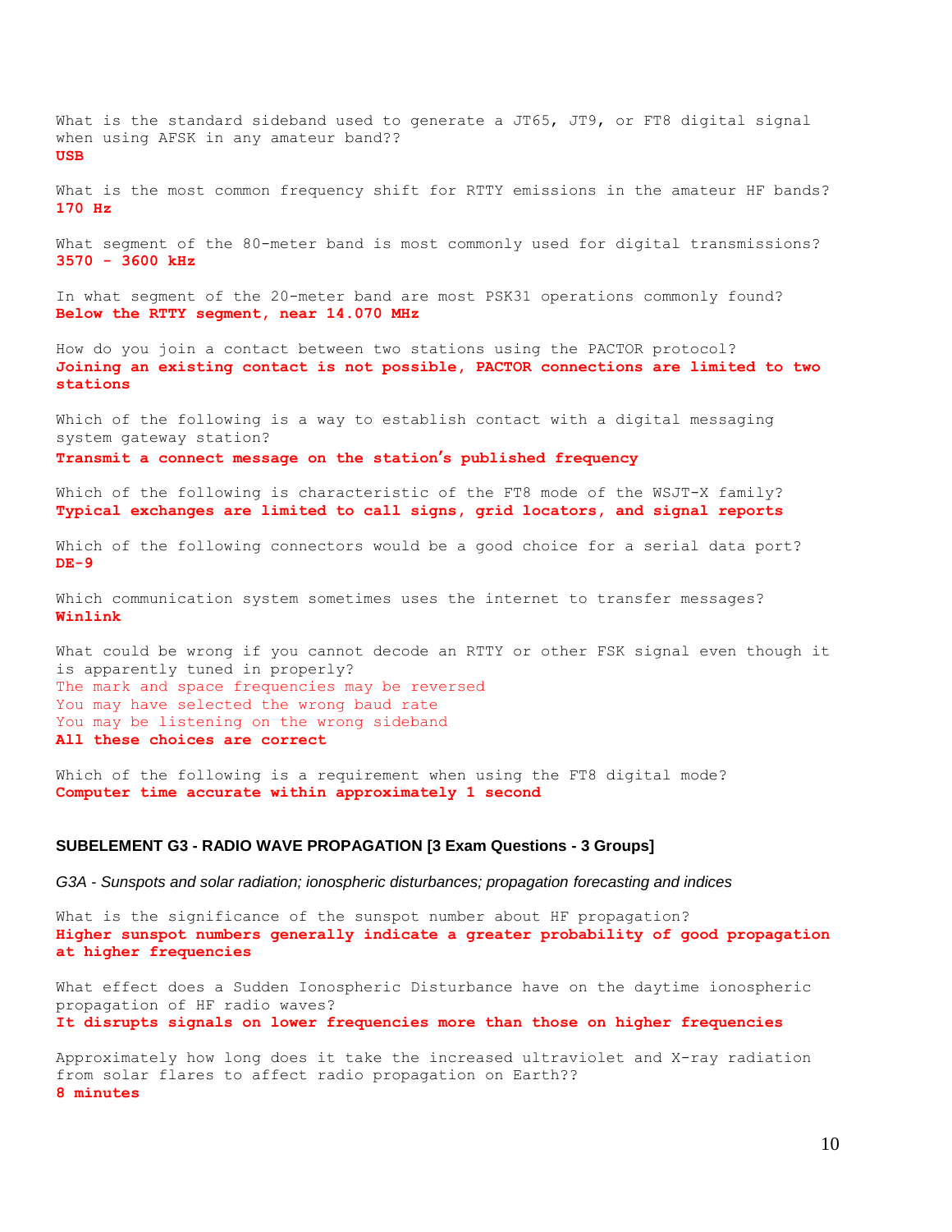What is the standard sideband used to generate a JT65, JT9, or FT8 digital signal when using AFSK in any amateur band??
**USB**

What is the most common frequency shift for RTTY emissions in the amateur HF bands?
**170 Hz**

What segment of the 80-meter band is most commonly used for digital transmissions?
**3570 - 3600 kHz**

In what segment of the 20-meter band are most PSK31 operations commonly found?
**Below the RTTY segment, near 14.070 MHz**

How do you join a contact between two stations using the PACTOR protocol?
**Joining an existing contact is not possible, PACTOR connections are limited to two stations**

Which of the following is a way to establish contact with a digital messaging system gateway station?
**Transmit a connect message on the station's published frequency**

Which of the following is characteristic of the FT8 mode of the WSJT-X family?
**Typical exchanges are limited to call signs, grid locators, and signal reports**

Which of the following connectors would be a good choice for a serial data port?
**DE-9**

Which communication system sometimes uses the internet to transfer messages?
**Winlink**

What could be wrong if you cannot decode an RTTY or other FSK signal even though it is apparently tuned in properly?
The mark and space frequencies may be reversed
You may have selected the wrong baud rate
You may be listening on the wrong sideband
**All these choices are correct**

Which of the following is a requirement when using the FT8 digital mode?
**Computer time accurate within approximately 1 second**

## SUBELEMENT G3 - RADIO WAVE PROPAGATION [3 Exam Questions - 3 Groups]

*G3A - Sunspots and solar radiation; ionospheric disturbances; propagation forecasting and indices*

What is the significance of the sunspot number about HF propagation?
**Higher sunspot numbers generally indicate a greater probability of good propagation at higher frequencies**

What effect does a Sudden Ionospheric Disturbance have on the daytime ionospheric propagation of HF radio waves?
**It disrupts signals on lower frequencies more than those on higher frequencies**

Approximately how long does it take the increased ultraviolet and X-ray radiation from solar flares to affect radio propagation on Earth??
**8 minutes**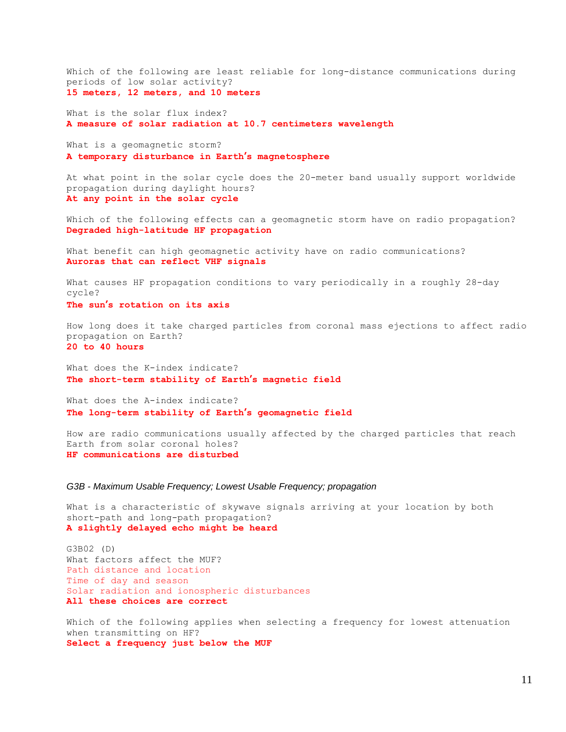Which of the following are least reliable for long-distance communications during periods of low solar activity?
**15 meters, 12 meters, and 10 meters**

What is the solar flux index?
**A measure of solar radiation at 10.7 centimeters wavelength**

What is a geomagnetic storm?
**A temporary disturbance in Earth's magnetosphere**

At what point in the solar cycle does the 20-meter band usually support worldwide propagation during daylight hours?
**At any point in the solar cycle**

Which of the following effects can a geomagnetic storm have on radio propagation?
**Degraded high-latitude HF propagation**

What benefit can high geomagnetic activity have on radio communications?
**Auroras that can reflect VHF signals**

What causes HF propagation conditions to vary periodically in a roughly 28-day cycle?
**The sun's rotation on its axis**

How long does it take charged particles from coronal mass ejections to affect radio propagation on Earth?
**20 to 40 hours**

What does the K-index indicate?
**The short-term stability of Earth's magnetic field**

What does the A-index indicate?
**The long-term stability of Earth's geomagnetic field**

How are radio communications usually affected by the charged particles that reach Earth from solar coronal holes?
**HF communications are disturbed**

*G3B - Maximum Usable Frequency; Lowest Usable Frequency; propagation*

What is a characteristic of skywave signals arriving at your location by both short-path and long-path propagation?
**A slightly delayed echo might be heard**

G3B02 (D)
What factors affect the MUF?
Path distance and location
Time of day and season
Solar radiation and ionospheric disturbances
**All these choices are correct**

Which of the following applies when selecting a frequency for lowest attenuation when transmitting on HF?
**Select a frequency just below the MUF**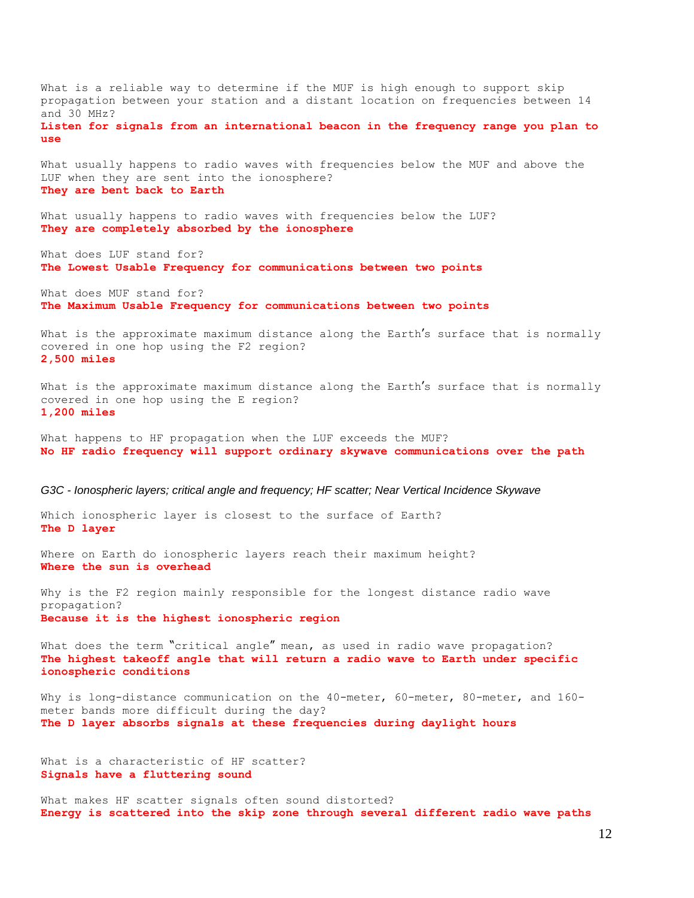What is a reliable way to determine if the MUF is high enough to support skip propagation between your station and a distant location on frequencies between 14 and 30 MHz?
**Listen for signals from an international beacon in the frequency range you plan to use**

What usually happens to radio waves with frequencies below the MUF and above the LUF when they are sent into the ionosphere?
**They are bent back to Earth**

What usually happens to radio waves with frequencies below the LUF?
**They are completely absorbed by the ionosphere**

What does LUF stand for?
**The Lowest Usable Frequency for communications between two points**

What does MUF stand for?
**The Maximum Usable Frequency for communications between two points**

What is the approximate maximum distance along the Earth's surface that is normally covered in one hop using the F2 region?
**2,500 miles**

What is the approximate maximum distance along the Earth's surface that is normally covered in one hop using the E region?
**1,200 miles**

What happens to HF propagation when the LUF exceeds the MUF?
**No HF radio frequency will support ordinary skywave communications over the path**

*G3C - Ionospheric layers; critical angle and frequency; HF scatter; Near Vertical Incidence Skywave*

Which ionospheric layer is closest to the surface of Earth?
**The D layer**

Where on Earth do ionospheric layers reach their maximum height?
**Where the sun is overhead**

Why is the F2 region mainly responsible for the longest distance radio wave propagation?
**Because it is the highest ionospheric region**

What does the term "critical angle" mean, as used in radio wave propagation?
**The highest takeoff angle that will return a radio wave to Earth under specific ionospheric conditions**

Why is long-distance communication on the 40-meter, 60-meter, 80-meter, and 160-meter bands more difficult during the day?
**The D layer absorbs signals at these frequencies during daylight hours**

What is a characteristic of HF scatter?
**Signals have a fluttering sound**

What makes HF scatter signals often sound distorted?
**Energy is scattered into the skip zone through several different radio wave paths**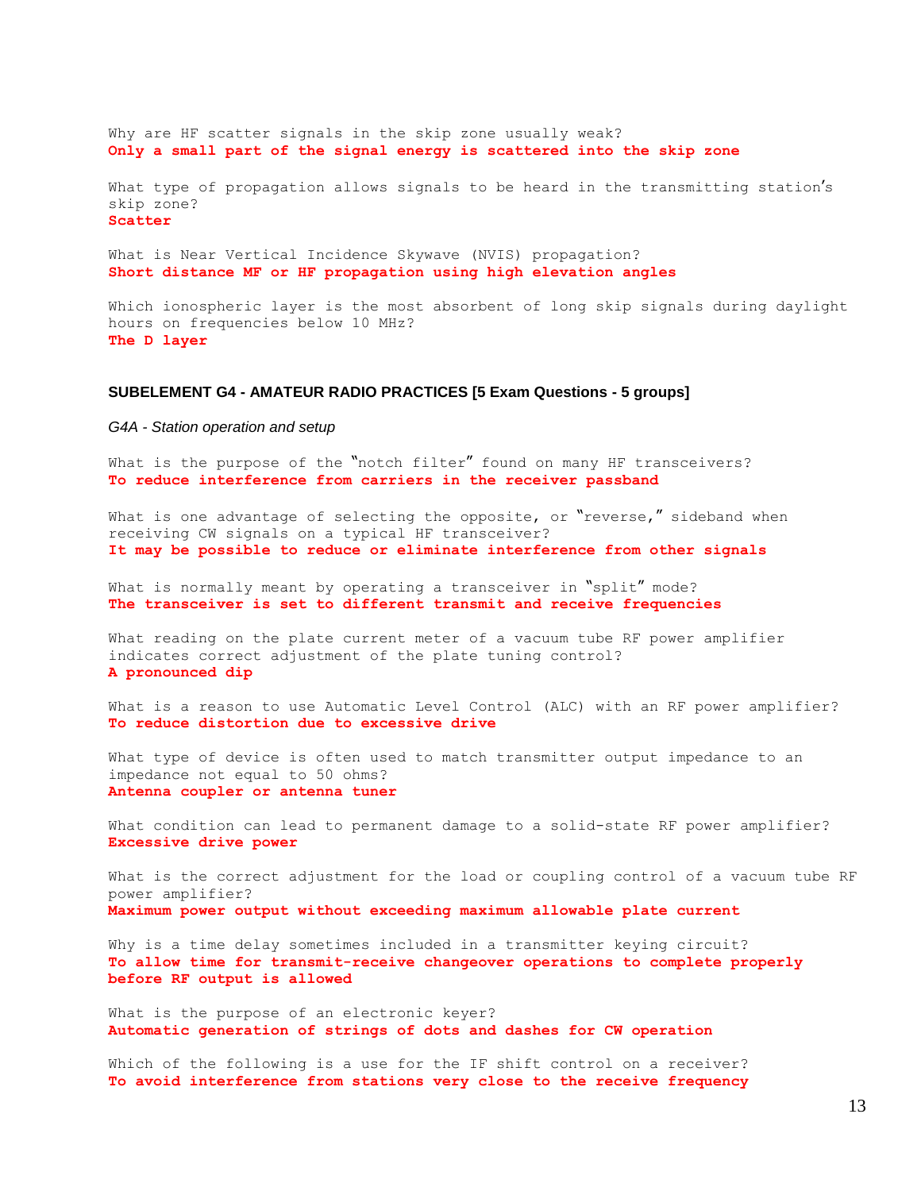Why are HF scatter signals in the skip zone usually weak?
**Only a small part of the signal energy is scattered into the skip zone**

What type of propagation allows signals to be heard in the transmitting station's skip zone?
**Scatter**

What is Near Vertical Incidence Skywave (NVIS) propagation?
**Short distance MF or HF propagation using high elevation angles**

Which ionospheric layer is the most absorbent of long skip signals during daylight hours on frequencies below 10 MHz?
**The D layer**

## SUBELEMENT G4 - AMATEUR RADIO PRACTICES [5 Exam Questions - 5 groups]

*G4A - Station operation and setup*

What is the purpose of the "notch filter" found on many HF transceivers?
**To reduce interference from carriers in the receiver passband**

What is one advantage of selecting the opposite, or "reverse," sideband when receiving CW signals on a typical HF transceiver?
**It may be possible to reduce or eliminate interference from other signals**

What is normally meant by operating a transceiver in "split" mode?
**The transceiver is set to different transmit and receive frequencies**

What reading on the plate current meter of a vacuum tube RF power amplifier indicates correct adjustment of the plate tuning control?
**A pronounced dip**

What is a reason to use Automatic Level Control (ALC) with an RF power amplifier?
**To reduce distortion due to excessive drive**

What type of device is often used to match transmitter output impedance to an impedance not equal to 50 ohms?
**Antenna coupler or antenna tuner**

What condition can lead to permanent damage to a solid-state RF power amplifier?
**Excessive drive power**

What is the correct adjustment for the load or coupling control of a vacuum tube RF power amplifier?
**Maximum power output without exceeding maximum allowable plate current**

Why is a time delay sometimes included in a transmitter keying circuit?
**To allow time for transmit-receive changeover operations to complete properly before RF output is allowed**

What is the purpose of an electronic keyer?
**Automatic generation of strings of dots and dashes for CW operation**

Which of the following is a use for the IF shift control on a receiver?
**To avoid interference from stations very close to the receive frequency**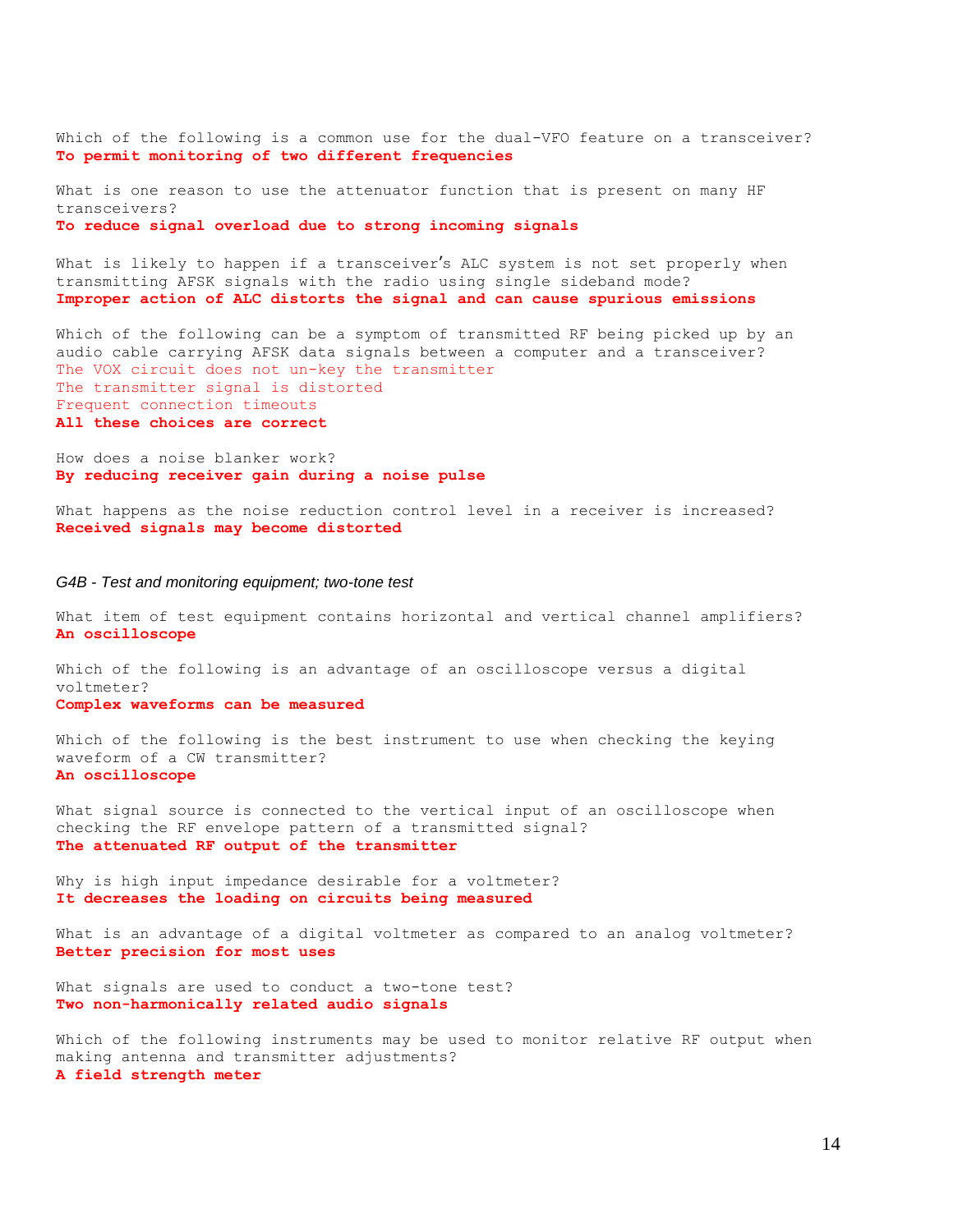Which of the following is a common use for the dual-VFO feature on a transceiver?
**To permit monitoring of two different frequencies**

What is one reason to use the attenuator function that is present on many HF transceivers?
**To reduce signal overload due to strong incoming signals**

What is likely to happen if a transceiver's ALC system is not set properly when transmitting AFSK signals with the radio using single sideband mode?
**Improper action of ALC distorts the signal and can cause spurious emissions**

Which of the following can be a symptom of transmitted RF being picked up by an audio cable carrying AFSK data signals between a computer and a transceiver?
The VOX circuit does not un-key the transmitter
The transmitter signal is distorted
Frequent connection timeouts
**All these choices are correct**

How does a noise blanker work?
**By reducing receiver gain during a noise pulse**

What happens as the noise reduction control level in a receiver is increased?
**Received signals may become distorted**

*G4B - Test and monitoring equipment; two-tone test*

What item of test equipment contains horizontal and vertical channel amplifiers?
**An oscilloscope**

Which of the following is an advantage of an oscilloscope versus a digital voltmeter?
**Complex waveforms can be measured**

Which of the following is the best instrument to use when checking the keying waveform of a CW transmitter?
**An oscilloscope**

What signal source is connected to the vertical input of an oscilloscope when checking the RF envelope pattern of a transmitted signal?
**The attenuated RF output of the transmitter**

Why is high input impedance desirable for a voltmeter?
**It decreases the loading on circuits being measured**

What is an advantage of a digital voltmeter as compared to an analog voltmeter?
**Better precision for most uses**

What signals are used to conduct a two-tone test?
**Two non-harmonically related audio signals**

Which of the following instruments may be used to monitor relative RF output when making antenna and transmitter adjustments?
**A field strength meter**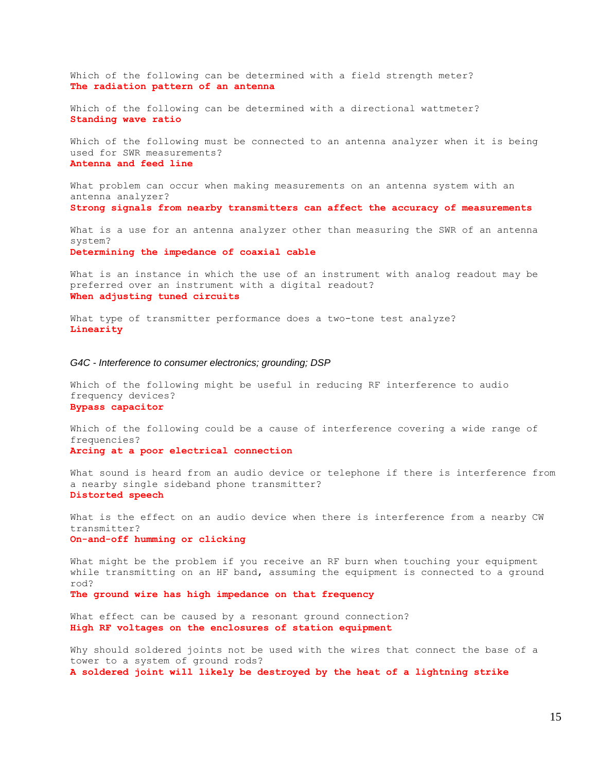Which of the following can be determined with a field strength meter?
**The radiation pattern of an antenna**

Which of the following can be determined with a directional wattmeter?
**Standing wave ratio**

Which of the following must be connected to an antenna analyzer when it is being used for SWR measurements?
**Antenna and feed line**

What problem can occur when making measurements on an antenna system with an antenna analyzer?
**Strong signals from nearby transmitters can affect the accuracy of measurements**

What is a use for an antenna analyzer other than measuring the SWR of an antenna system?
**Determining the impedance of coaxial cable**

What is an instance in which the use of an instrument with analog readout may be preferred over an instrument with a digital readout?
**When adjusting tuned circuits**

What type of transmitter performance does a two-tone test analyze?
**Linearity**

*G4C - Interference to consumer electronics; grounding; DSP*

Which of the following might be useful in reducing RF interference to audio frequency devices?
**Bypass capacitor**

Which of the following could be a cause of interference covering a wide range of frequencies?
**Arcing at a poor electrical connection**

What sound is heard from an audio device or telephone if there is interference from a nearby single sideband phone transmitter?
**Distorted speech**

What is the effect on an audio device when there is interference from a nearby CW transmitter?
**On-and-off humming or clicking**

What might be the problem if you receive an RF burn when touching your equipment while transmitting on an HF band, assuming the equipment is connected to a ground rod?
**The ground wire has high impedance on that frequency**

What effect can be caused by a resonant ground connection?
**High RF voltages on the enclosures of station equipment**

Why should soldered joints not be used with the wires that connect the base of a tower to a system of ground rods?
**A soldered joint will likely be destroyed by the heat of a lightning strike**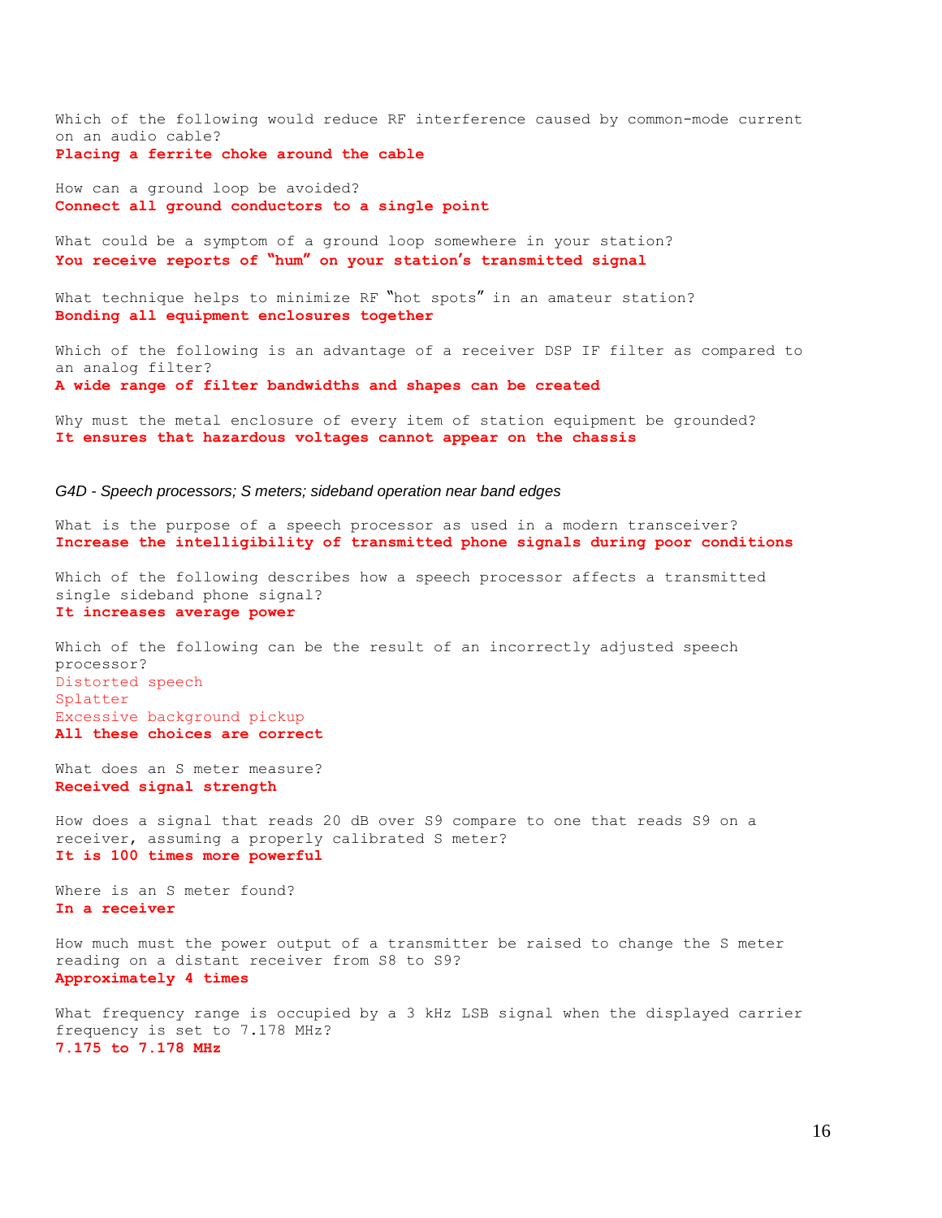Which of the following would reduce RF interference caused by common-mode current on an audio cable?
**Placing a ferrite choke around the cable**

How can a ground loop be avoided?
**Connect all ground conductors to a single point**

What could be a symptom of a ground loop somewhere in your station?
**You receive reports of "hum" on your station's transmitted signal**

What technique helps to minimize RF "hot spots" in an amateur station?
**Bonding all equipment enclosures together**

Which of the following is an advantage of a receiver DSP IF filter as compared to an analog filter?
**A wide range of filter bandwidths and shapes can be created**

Why must the metal enclosure of every item of station equipment be grounded?
**It ensures that hazardous voltages cannot appear on the chassis**

*G4D - Speech processors; S meters; sideband operation near band edges*

What is the purpose of a speech processor as used in a modern transceiver?
**Increase the intelligibility of transmitted phone signals during poor conditions**

Which of the following describes how a speech processor affects a transmitted single sideband phone signal?
**It increases average power**

Which of the following can be the result of an incorrectly adjusted speech processor?
Distorted speech
Splatter
Excessive background pickup
**All these choices are correct**

What does an S meter measure?
**Received signal strength**

How does a signal that reads 20 dB over S9 compare to one that reads S9 on a receiver, assuming a properly calibrated S meter?
**It is 100 times more powerful**

Where is an S meter found?
**In a receiver**

How much must the power output of a transmitter be raised to change the S meter reading on a distant receiver from S8 to S9?
**Approximately 4 times**

What frequency range is occupied by a 3 kHz LSB signal when the displayed carrier frequency is set to 7.178 MHz?
**7.175 to 7.178 MHz**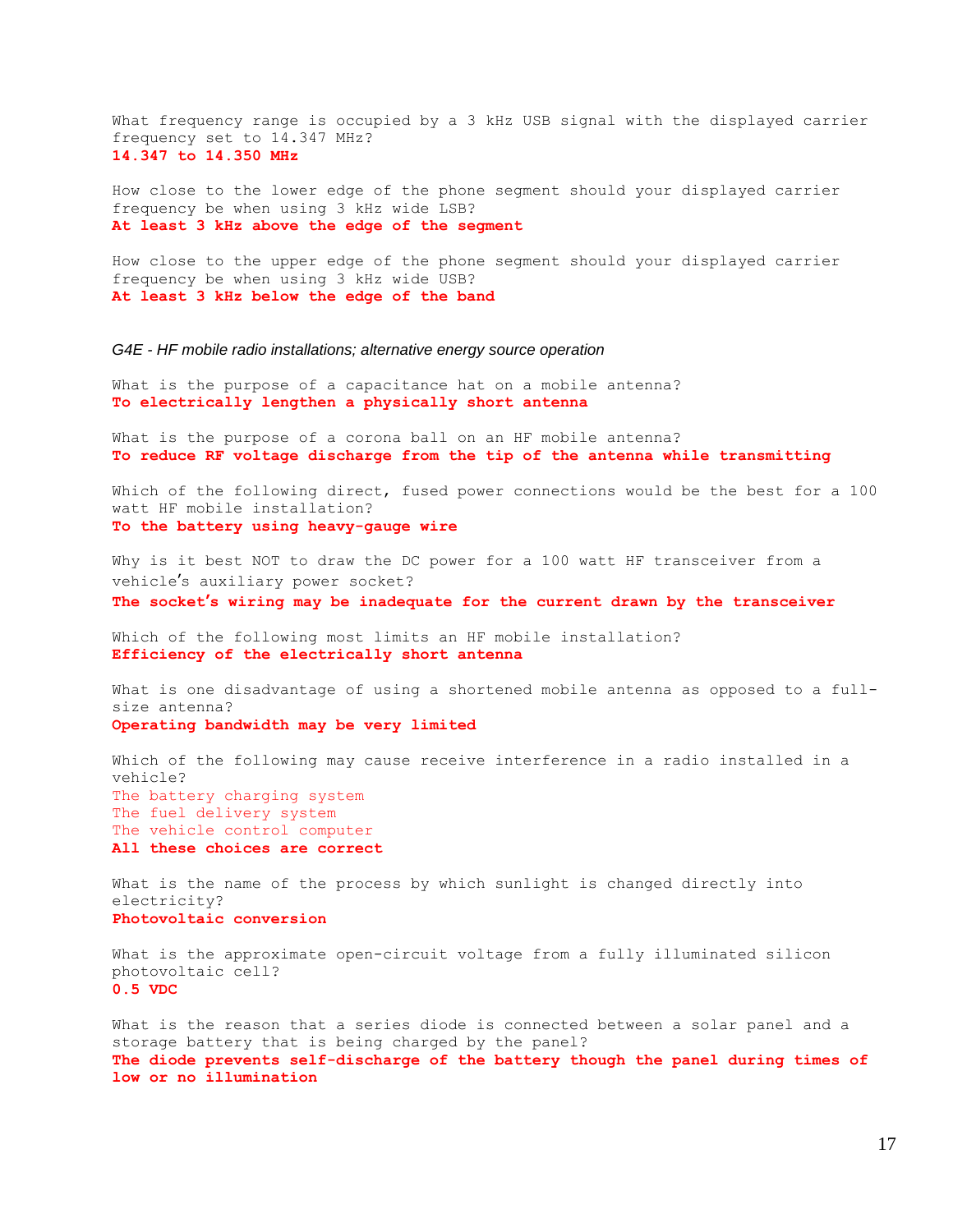What frequency range is occupied by a 3 kHz USB signal with the displayed carrier frequency set to 14.347 MHz?
**14.347 to 14.350 MHz**

How close to the lower edge of the phone segment should your displayed carrier frequency be when using 3 kHz wide LSB?
**At least 3 kHz above the edge of the segment**

How close to the upper edge of the phone segment should your displayed carrier frequency be when using 3 kHz wide USB?
**At least 3 kHz below the edge of the band**

*G4E - HF mobile radio installations; alternative energy source operation*

What is the purpose of a capacitance hat on a mobile antenna?
**To electrically lengthen a physically short antenna**

What is the purpose of a corona ball on an HF mobile antenna?
**To reduce RF voltage discharge from the tip of the antenna while transmitting**

Which of the following direct, fused power connections would be the best for a 100 watt HF mobile installation?
**To the battery using heavy-gauge wire**

Why is it best NOT to draw the DC power for a 100 watt HF transceiver from a vehicle's auxiliary power socket?
**The socket's wiring may be inadequate for the current drawn by the transceiver**

Which of the following most limits an HF mobile installation?
**Efficiency of the electrically short antenna**

What is one disadvantage of using a shortened mobile antenna as opposed to a full-size antenna?
**Operating bandwidth may be very limited**

Which of the following may cause receive interference in a radio installed in a vehicle?
The battery charging system
The fuel delivery system
The vehicle control computer
**All these choices are correct**

What is the name of the process by which sunlight is changed directly into electricity?
**Photovoltaic conversion**

What is the approximate open-circuit voltage from a fully illuminated silicon photovoltaic cell?
**0.5 VDC**

What is the reason that a series diode is connected between a solar panel and a storage battery that is being charged by the panel?
**The diode prevents self-discharge of the battery though the panel during times of low or no illumination**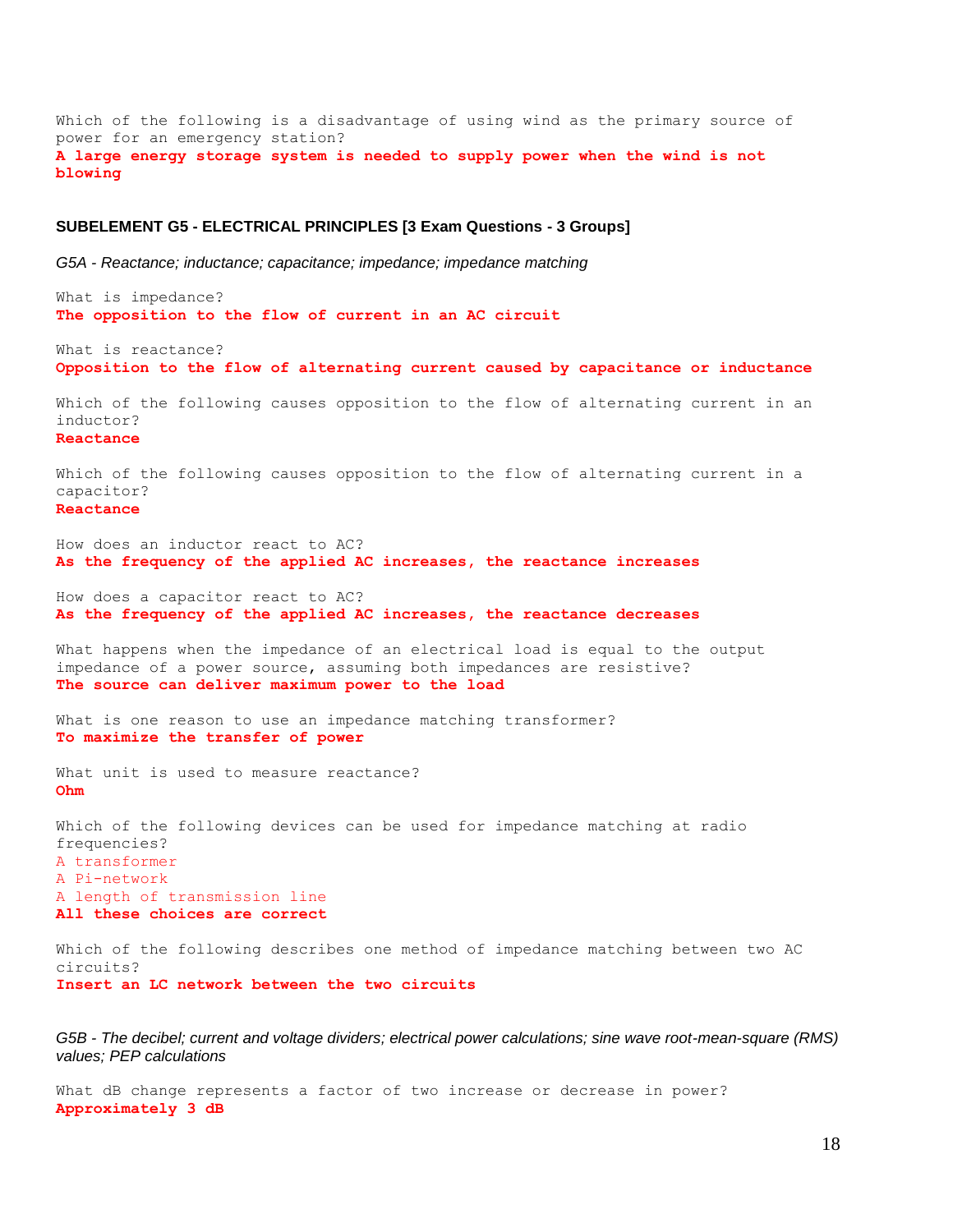Which of the following is a disadvantage of using wind as the primary source of power for an emergency station?
**A large energy storage system is needed to supply power when the wind is not blowing**

## SUBELEMENT G5 - ELECTRICAL PRINCIPLES [3 Exam Questions - 3 Groups]

*G5A - Reactance; inductance; capacitance; impedance; impedance matching*

What is impedance?
**The opposition to the flow of current in an AC circuit**

What is reactance?
**Opposition to the flow of alternating current caused by capacitance or inductance**

Which of the following causes opposition to the flow of alternating current in an inductor?
**Reactance**

Which of the following causes opposition to the flow of alternating current in a capacitor?
**Reactance**

How does an inductor react to AC?
**As the frequency of the applied AC increases, the reactance increases**

How does a capacitor react to AC?
**As the frequency of the applied AC increases, the reactance decreases**

What happens when the impedance of an electrical load is equal to the output impedance of a power source, assuming both impedances are resistive?
**The source can deliver maximum power to the load**

What is one reason to use an impedance matching transformer?
**To maximize the transfer of power**

What unit is used to measure reactance?
**Ohm**

Which of the following devices can be used for impedance matching at radio frequencies?
A transformer
A Pi-network
A length of transmission line
**All these choices are correct**

Which of the following describes one method of impedance matching between two AC circuits?
**Insert an LC network between the two circuits**

*G5B - The decibel; current and voltage dividers; electrical power calculations; sine wave root-mean-square (RMS) values; PEP calculations*

What dB change represents a factor of two increase or decrease in power?
**Approximately 3 dB**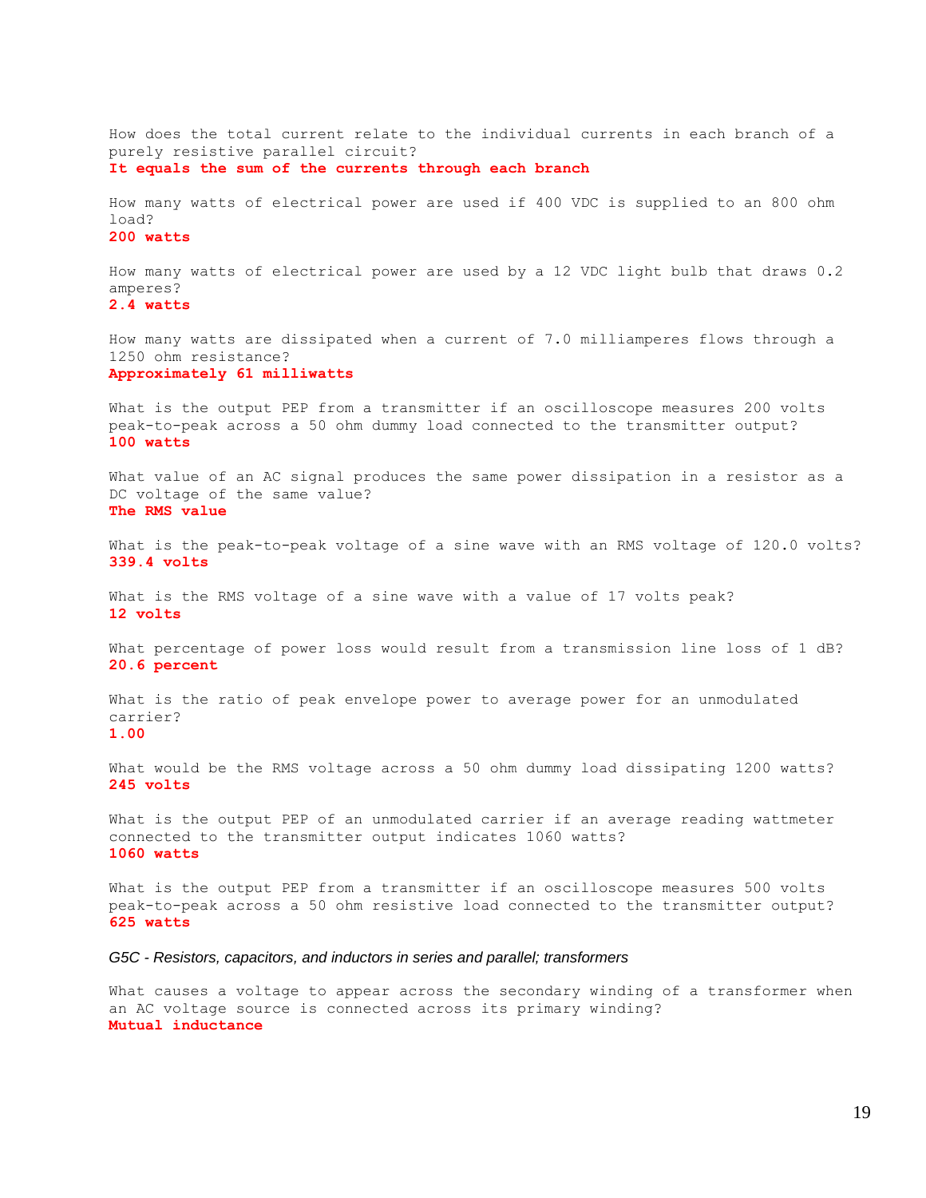How does the total current relate to the individual currents in each branch of a purely resistive parallel circuit?
**It equals the sum of the currents through each branch**

How many watts of electrical power are used if 400 VDC is supplied to an 800 ohm load?
**200 watts**

How many watts of electrical power are used by a 12 VDC light bulb that draws 0.2 amperes?
**2.4 watts**

How many watts are dissipated when a current of 7.0 milliamperes flows through a 1250 ohm resistance?
**Approximately 61 milliwatts**

What is the output PEP from a transmitter if an oscilloscope measures 200 volts peak-to-peak across a 50 ohm dummy load connected to the transmitter output?
**100 watts**

What value of an AC signal produces the same power dissipation in a resistor as a DC voltage of the same value?
**The RMS value**

What is the peak-to-peak voltage of a sine wave with an RMS voltage of 120.0 volts?
**339.4 volts**

What is the RMS voltage of a sine wave with a value of 17 volts peak?
**12 volts**

What percentage of power loss would result from a transmission line loss of 1 dB?
**20.6 percent**

What is the ratio of peak envelope power to average power for an unmodulated carrier?
**1.00**

What would be the RMS voltage across a 50 ohm dummy load dissipating 1200 watts?
**245 volts**

What is the output PEP of an unmodulated carrier if an average reading wattmeter connected to the transmitter output indicates 1060 watts?
**1060 watts**

What is the output PEP from a transmitter if an oscilloscope measures 500 volts peak-to-peak across a 50 ohm resistive load connected to the transmitter output?
**625 watts**

*G5C - Resistors, capacitors, and inductors in series and parallel; transformers*

What causes a voltage to appear across the secondary winding of a transformer when an AC voltage source is connected across its primary winding?
**Mutual inductance**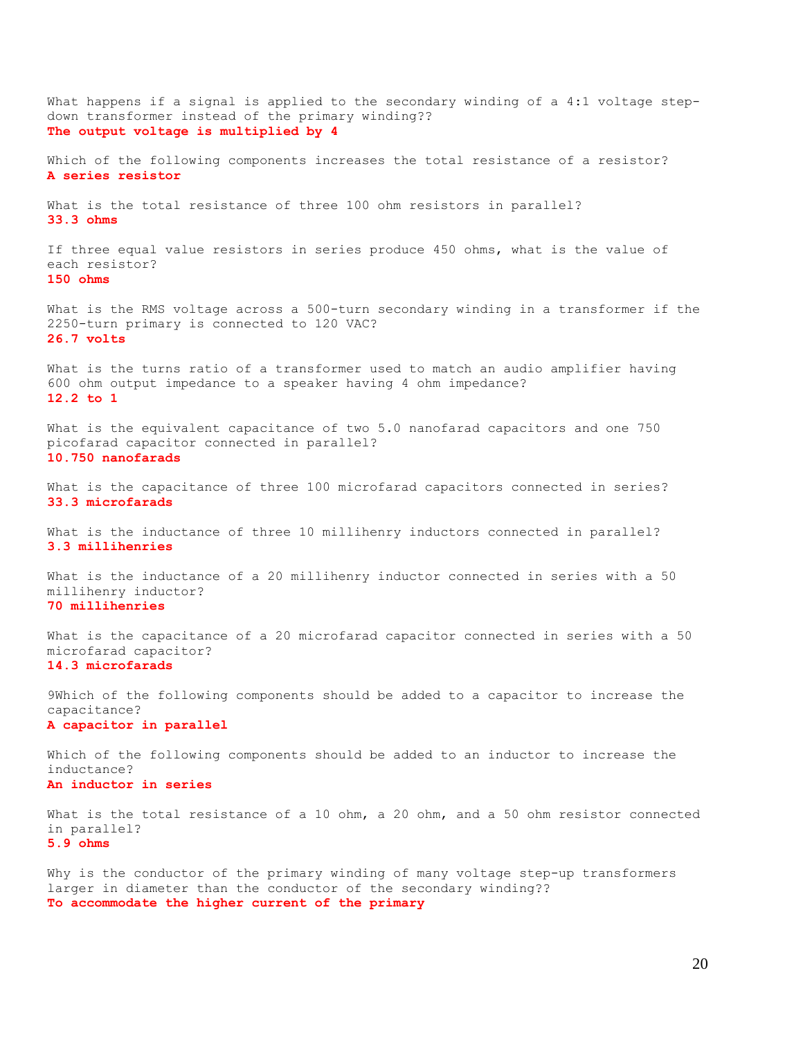What happens if a signal is applied to the secondary winding of a 4:1 voltage step-down transformer instead of the primary winding??
**The output voltage is multiplied by 4**

Which of the following components increases the total resistance of a resistor?
**A series resistor**

What is the total resistance of three 100 ohm resistors in parallel?
**33.3 ohms**

If three equal value resistors in series produce 450 ohms, what is the value of each resistor?
**150 ohms**

What is the RMS voltage across a 500-turn secondary winding in a transformer if the 2250-turn primary is connected to 120 VAC?
**26.7 volts**

What is the turns ratio of a transformer used to match an audio amplifier having 600 ohm output impedance to a speaker having 4 ohm impedance?
**12.2 to 1**

What is the equivalent capacitance of two 5.0 nanofarad capacitors and one 750 picofarad capacitor connected in parallel?
**10.750 nanofarads**

What is the capacitance of three 100 microfarad capacitors connected in series?
**33.3 microfarads**

What is the inductance of three 10 millihenry inductors connected in parallel?
**3.3 millihenries**

What is the inductance of a 20 millihenry inductor connected in series with a 50 millihenry inductor?
**70 millihenries**

What is the capacitance of a 20 microfarad capacitor connected in series with a 50 microfarad capacitor?
**14.3 microfarads**

9Which of the following components should be added to a capacitor to increase the capacitance?
**A capacitor in parallel**

Which of the following components should be added to an inductor to increase the inductance?
**An inductor in series**

What is the total resistance of a 10 ohm, a 20 ohm, and a 50 ohm resistor connected in parallel?
**5.9 ohms**

Why is the conductor of the primary winding of many voltage step-up transformers larger in diameter than the conductor of the secondary winding??
**To accommodate the higher current of the primary**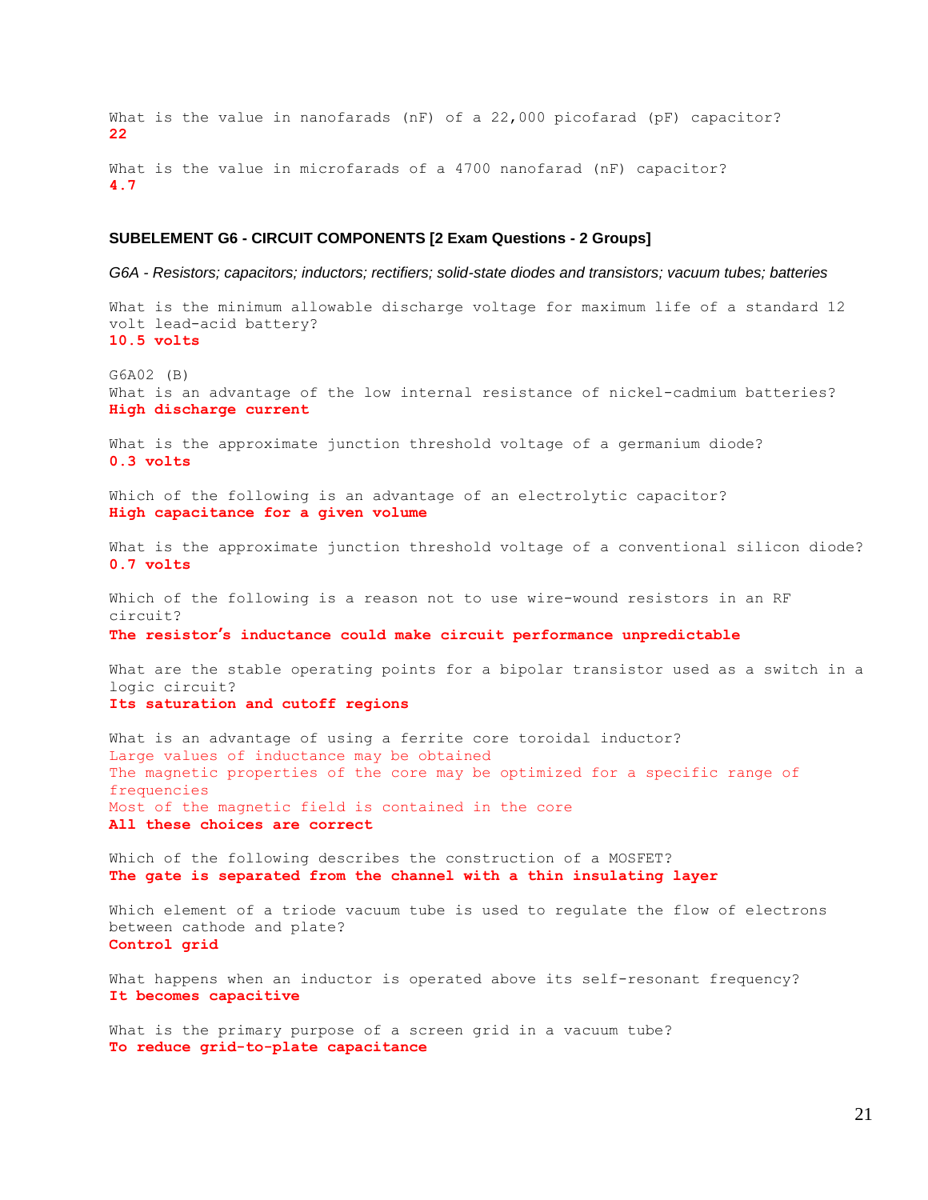What is the value in nanofarads (nF) of a 22,000 picofarad (pF) capacitor?
**22**

What is the value in microfarads of a 4700 nanofarad (nF) capacitor?
**4.7**

### SUBELEMENT G6 - CIRCUIT COMPONENTS [2 Exam Questions - 2 Groups]

*G6A - Resistors; capacitors; inductors; rectifiers; solid-state diodes and transistors; vacuum tubes; batteries*

What is the minimum allowable discharge voltage for maximum life of a standard 12 volt lead-acid battery?
**10.5 volts**

G6A02 (B)
What is an advantage of the low internal resistance of nickel-cadmium batteries?
**High discharge current**

What is the approximate junction threshold voltage of a germanium diode?
**0.3 volts**

Which of the following is an advantage of an electrolytic capacitor?
**High capacitance for a given volume**

What is the approximate junction threshold voltage of a conventional silicon diode?
**0.7 volts**

Which of the following is a reason not to use wire-wound resistors in an RF circuit?
**The resistor's inductance could make circuit performance unpredictable**

What are the stable operating points for a bipolar transistor used as a switch in a logic circuit?
**Its saturation and cutoff regions**

What is an advantage of using a ferrite core toroidal inductor?
Large values of inductance may be obtained
The magnetic properties of the core may be optimized for a specific range of frequencies
Most of the magnetic field is contained in the core
**All these choices are correct**

Which of the following describes the construction of a MOSFET?
**The gate is separated from the channel with a thin insulating layer**

Which element of a triode vacuum tube is used to regulate the flow of electrons between cathode and plate?
**Control grid**

What happens when an inductor is operated above its self-resonant frequency?
**It becomes capacitive**

What is the primary purpose of a screen grid in a vacuum tube?
**To reduce grid-to-plate capacitance**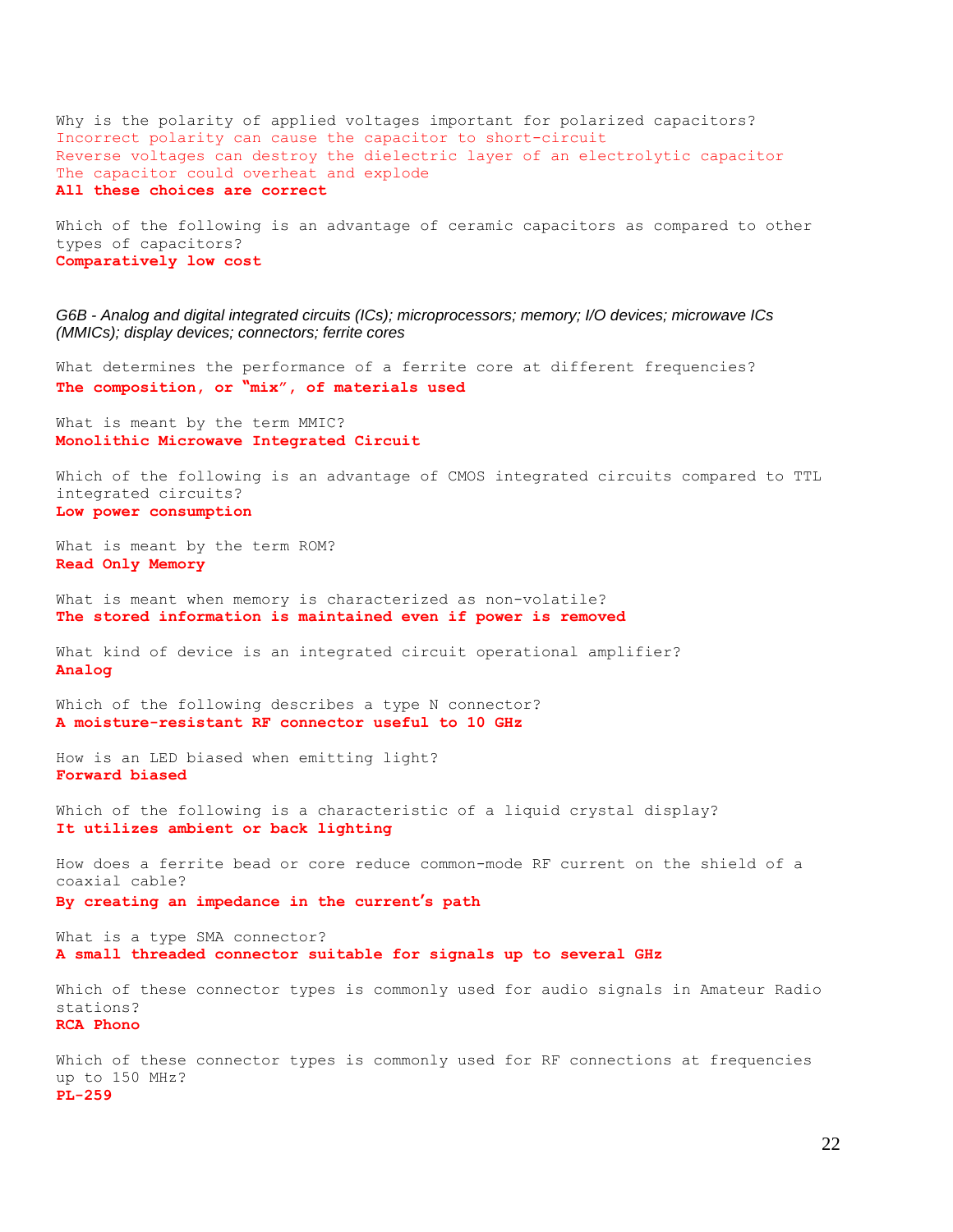Why is the polarity of applied voltages important for polarized capacitors?
Incorrect polarity can cause the capacitor to short-circuit
Reverse voltages can destroy the dielectric layer of an electrolytic capacitor
The capacitor could overheat and explode
**All these choices are correct**

Which of the following is an advantage of ceramic capacitors as compared to other types of capacitors?
**Comparatively low cost**

*G6B - Analog and digital integrated circuits (ICs); microprocessors; memory; I/O devices; microwave ICs (MMICs); display devices; connectors; ferrite cores*

What determines the performance of a ferrite core at different frequencies?
**The composition, or "mix", of materials used**

What is meant by the term MMIC?
**Monolithic Microwave Integrated Circuit**

Which of the following is an advantage of CMOS integrated circuits compared to TTL integrated circuits?
**Low power consumption**

What is meant by the term ROM?
**Read Only Memory**

What is meant when memory is characterized as non-volatile?
**The stored information is maintained even if power is removed**

What kind of device is an integrated circuit operational amplifier?
**Analog**

Which of the following describes a type N connector?
**A moisture-resistant RF connector useful to 10 GHz**

How is an LED biased when emitting light?
**Forward biased**

Which of the following is a characteristic of a liquid crystal display?
**It utilizes ambient or back lighting**

How does a ferrite bead or core reduce common-mode RF current on the shield of a coaxial cable?
**By creating an impedance in the current's path**

What is a type SMA connector?
**A small threaded connector suitable for signals up to several GHz**

Which of these connector types is commonly used for audio signals in Amateur Radio stations?
**RCA Phono**

Which of these connector types is commonly used for RF connections at frequencies up to 150 MHz?
**PL-259**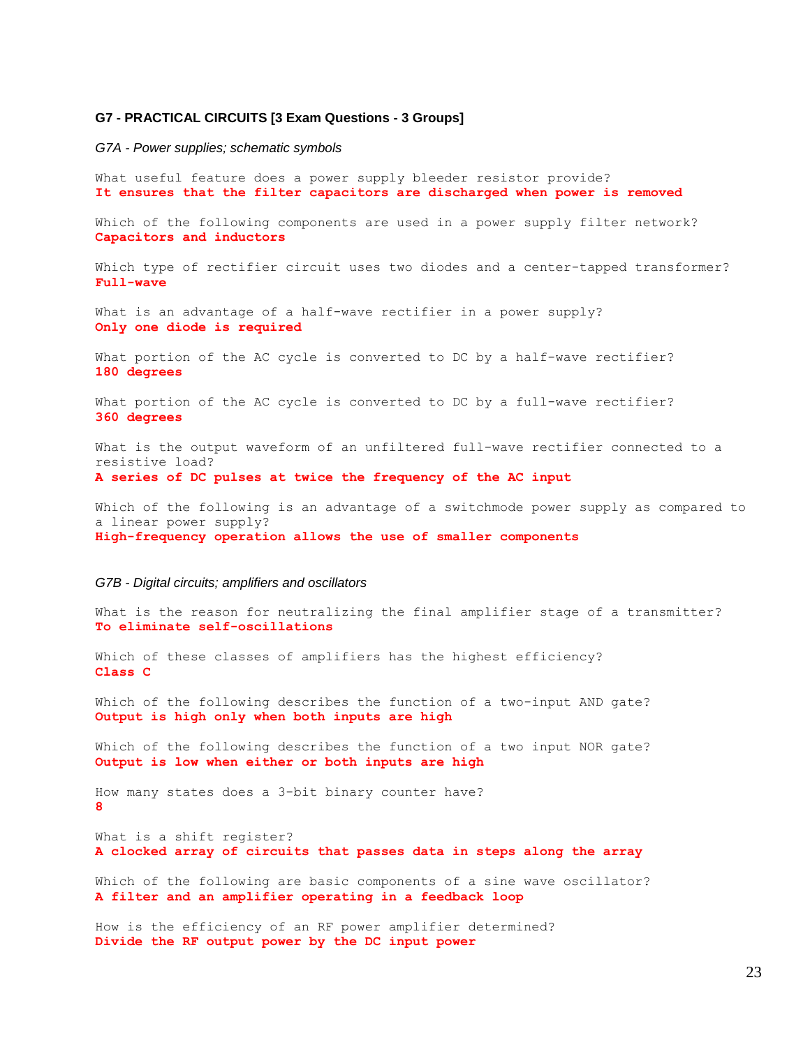### G7 - PRACTICAL CIRCUITS [3 Exam Questions - 3 Groups]

*G7A - Power supplies; schematic symbols*

What useful feature does a power supply bleeder resistor provide?
**It ensures that the filter capacitors are discharged when power is removed**

Which of the following components are used in a power supply filter network?
**Capacitors and inductors**

Which type of rectifier circuit uses two diodes and a center-tapped transformer?
**Full-wave**

What is an advantage of a half-wave rectifier in a power supply?
**Only one diode is required**

What portion of the AC cycle is converted to DC by a half-wave rectifier?
**180 degrees**

What portion of the AC cycle is converted to DC by a full-wave rectifier?
**360 degrees**

What is the output waveform of an unfiltered full-wave rectifier connected to a resistive load?
**A series of DC pulses at twice the frequency of the AC input**

Which of the following is an advantage of a switchmode power supply as compared to a linear power supply?
**High-frequency operation allows the use of smaller components**

*G7B - Digital circuits; amplifiers and oscillators*

What is the reason for neutralizing the final amplifier stage of a transmitter?
**To eliminate self-oscillations**

Which of these classes of amplifiers has the highest efficiency?
**Class C**

Which of the following describes the function of a two-input AND gate?
**Output is high only when both inputs are high**

Which of the following describes the function of a two input NOR gate?
**Output is low when either or both inputs are high**

How many states does a 3-bit binary counter have?
**8**

What is a shift register?
**A clocked array of circuits that passes data in steps along the array**

Which of the following are basic components of a sine wave oscillator?
**A filter and an amplifier operating in a feedback loop**

How is the efficiency of an RF power amplifier determined?
**Divide the RF output power by the DC input power**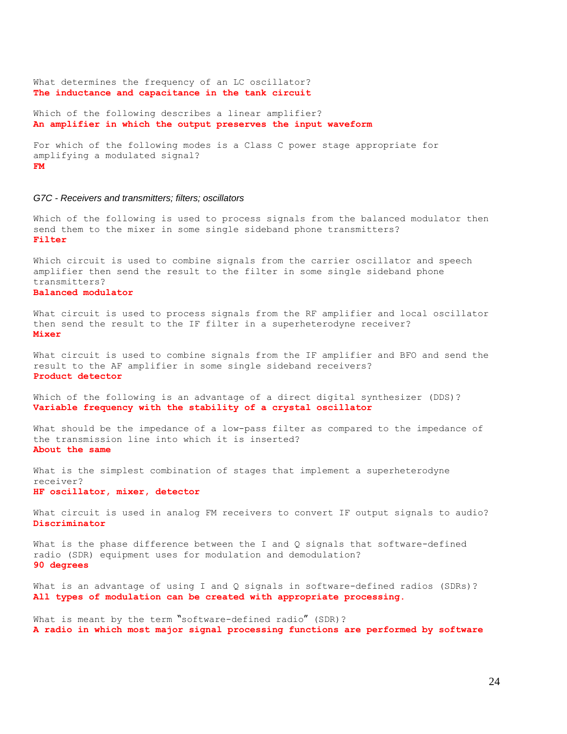What determines the frequency of an LC oscillator?
**The inductance and capacitance in the tank circuit**

Which of the following describes a linear amplifier?
**An amplifier in which the output preserves the input waveform**

For which of the following modes is a Class C power stage appropriate for amplifying a modulated signal?
**FM**

*G7C - Receivers and transmitters; filters; oscillators*

Which of the following is used to process signals from the balanced modulator then send them to the mixer in some single sideband phone transmitters?
**Filter**

Which circuit is used to combine signals from the carrier oscillator and speech amplifier then send the result to the filter in some single sideband phone transmitters?
**Balanced modulator**

What circuit is used to process signals from the RF amplifier and local oscillator then send the result to the IF filter in a superheterodyne receiver?
**Mixer**

What circuit is used to combine signals from the IF amplifier and BFO and send the result to the AF amplifier in some single sideband receivers?
**Product detector**

Which of the following is an advantage of a direct digital synthesizer (DDS)?
**Variable frequency with the stability of a crystal oscillator**

What should be the impedance of a low-pass filter as compared to the impedance of the transmission line into which it is inserted?
**About the same**

What is the simplest combination of stages that implement a superheterodyne receiver?
**HF oscillator, mixer, detector**

What circuit is used in analog FM receivers to convert IF output signals to audio?
**Discriminator**

What is the phase difference between the I and Q signals that software-defined radio (SDR) equipment uses for modulation and demodulation?
**90 degrees**

What is an advantage of using I and Q signals in software-defined radios (SDRs)?
**All types of modulation can be created with appropriate processing.**

What is meant by the term "software-defined radio" (SDR)?
**A radio in which most major signal processing functions are performed by software**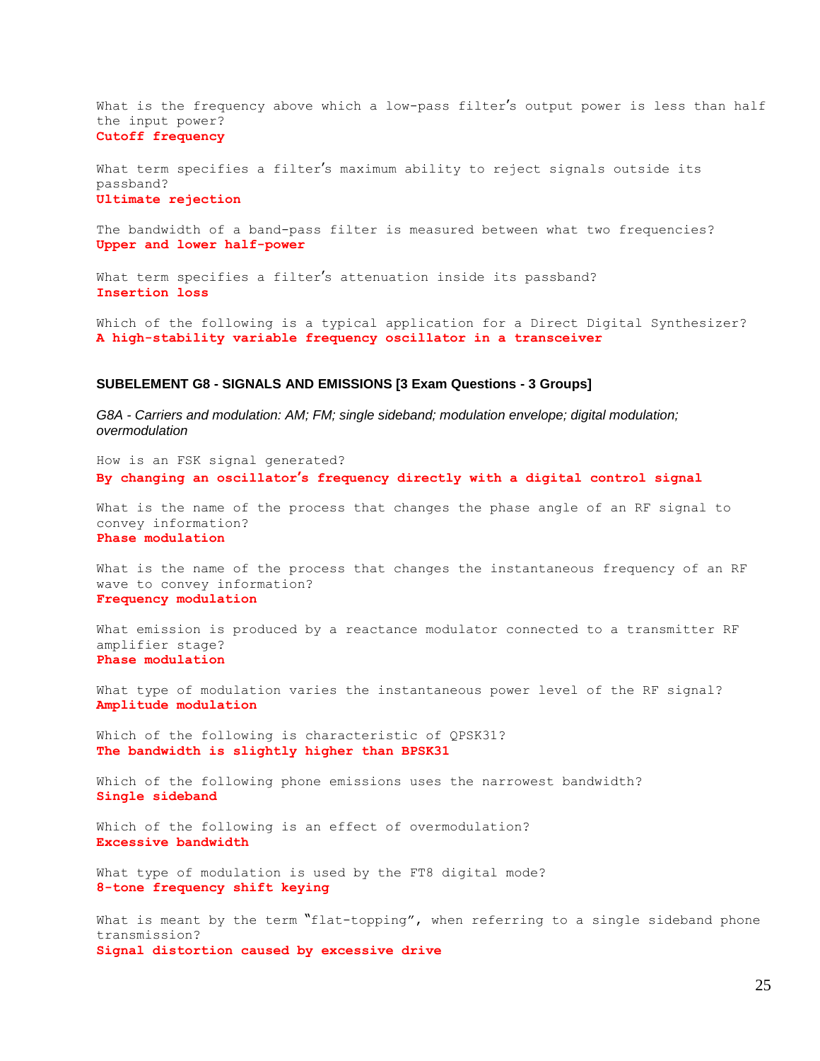What is the frequency above which a low-pass filter's output power is less than half the input power?
**Cutoff frequency**

What term specifies a filter's maximum ability to reject signals outside its passband?
**Ultimate rejection**

The bandwidth of a band-pass filter is measured between what two frequencies?
**Upper and lower half-power**

What term specifies a filter's attenuation inside its passband?
**Insertion loss**

Which of the following is a typical application for a Direct Digital Synthesizer?
**A high-stability variable frequency oscillator in a transceiver**

## SUBELEMENT G8 - SIGNALS AND EMISSIONS [3 Exam Questions - 3 Groups]

*G8A - Carriers and modulation: AM; FM; single sideband; modulation envelope; digital modulation; overmodulation*

How is an FSK signal generated?
**By changing an oscillator's frequency directly with a digital control signal**

What is the name of the process that changes the phase angle of an RF signal to convey information?
**Phase modulation**

What is the name of the process that changes the instantaneous frequency of an RF wave to convey information?
**Frequency modulation**

What emission is produced by a reactance modulator connected to a transmitter RF amplifier stage?
**Phase modulation**

What type of modulation varies the instantaneous power level of the RF signal?
**Amplitude modulation**

Which of the following is characteristic of QPSK31?
**The bandwidth is slightly higher than BPSK31**

Which of the following phone emissions uses the narrowest bandwidth?
**Single sideband**

Which of the following is an effect of overmodulation?
**Excessive bandwidth**

What type of modulation is used by the FT8 digital mode?
**8-tone frequency shift keying**

What is meant by the term "flat-topping", when referring to a single sideband phone transmission?
**Signal distortion caused by excessive drive**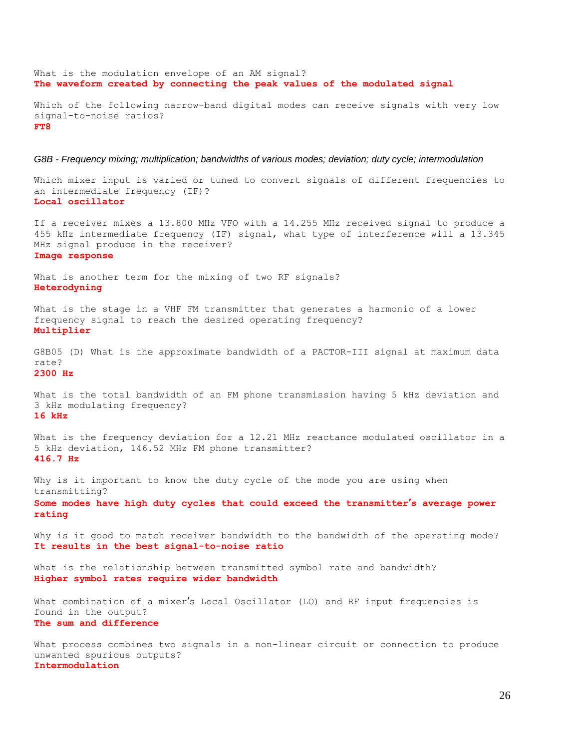What is the modulation envelope of an AM signal?
**The waveform created by connecting the peak values of the modulated signal**

Which of the following narrow-band digital modes can receive signals with very low signal-to-noise ratios?
**FT8**

*G8B - Frequency mixing; multiplication; bandwidths of various modes; deviation; duty cycle; intermodulation*

Which mixer input is varied or tuned to convert signals of different frequencies to an intermediate frequency (IF)?
**Local oscillator**

If a receiver mixes a 13.800 MHz VFO with a 14.255 MHz received signal to produce a 455 kHz intermediate frequency (IF) signal, what type of interference will a 13.345 MHz signal produce in the receiver?
**Image response**

What is another term for the mixing of two RF signals?
**Heterodyning**

What is the stage in a VHF FM transmitter that generates a harmonic of a lower frequency signal to reach the desired operating frequency?
**Multiplier**

G8B05 (D) What is the approximate bandwidth of a PACTOR-III signal at maximum data rate?
**2300 Hz**

What is the total bandwidth of an FM phone transmission having 5 kHz deviation and 3 kHz modulating frequency?
**16 kHz**

What is the frequency deviation for a 12.21 MHz reactance modulated oscillator in a 5 kHz deviation, 146.52 MHz FM phone transmitter?
**416.7 Hz**

Why is it important to know the duty cycle of the mode you are using when transmitting?
**Some modes have high duty cycles that could exceed the transmitter's average power rating**

Why is it good to match receiver bandwidth to the bandwidth of the operating mode?
**It results in the best signal-to-noise ratio**

What is the relationship between transmitted symbol rate and bandwidth?
**Higher symbol rates require wider bandwidth**

What combination of a mixer's Local Oscillator (LO) and RF input frequencies is found in the output?
**The sum and difference**

What process combines two signals in a non-linear circuit or connection to produce unwanted spurious outputs?
**Intermodulation**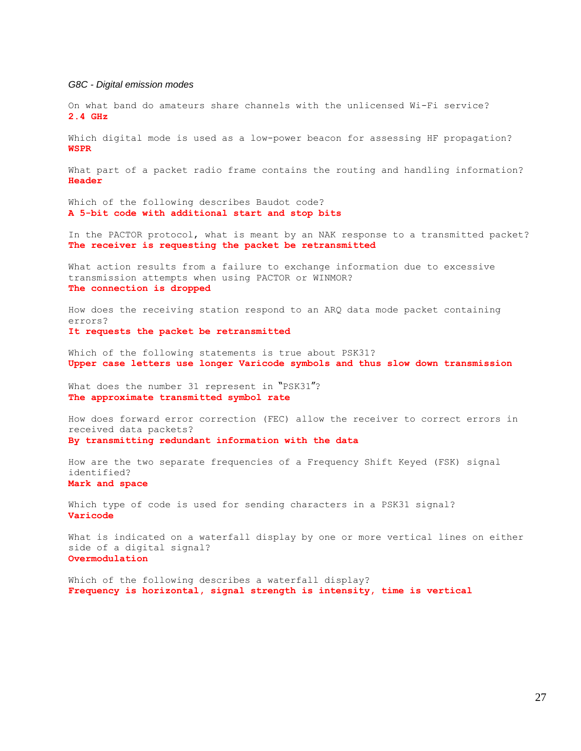*G8C - Digital emission modes*

On what band do amateurs share channels with the unlicensed Wi-Fi service?
**2.4 GHz**

Which digital mode is used as a low-power beacon for assessing HF propagation?
**WSPR**

What part of a packet radio frame contains the routing and handling information?
**Header**

Which of the following describes Baudot code?
**A 5-bit code with additional start and stop bits**

In the PACTOR protocol, what is meant by an NAK response to a transmitted packet?
**The receiver is requesting the packet be retransmitted**

What action results from a failure to exchange information due to excessive transmission attempts when using PACTOR or WINMOR?
**The connection is dropped**

How does the receiving station respond to an ARQ data mode packet containing errors?
**It requests the packet be retransmitted**

Which of the following statements is true about PSK31?
**Upper case letters use longer Varicode symbols and thus slow down transmission**

What does the number 31 represent in "PSK31"?
**The approximate transmitted symbol rate**

How does forward error correction (FEC) allow the receiver to correct errors in received data packets?
**By transmitting redundant information with the data**

How are the two separate frequencies of a Frequency Shift Keyed (FSK) signal identified?
**Mark and space**

Which type of code is used for sending characters in a PSK31 signal?
**Varicode**

What is indicated on a waterfall display by one or more vertical lines on either side of a digital signal?
**Overmodulation**

Which of the following describes a waterfall display?
**Frequency is horizontal, signal strength is intensity, time is vertical**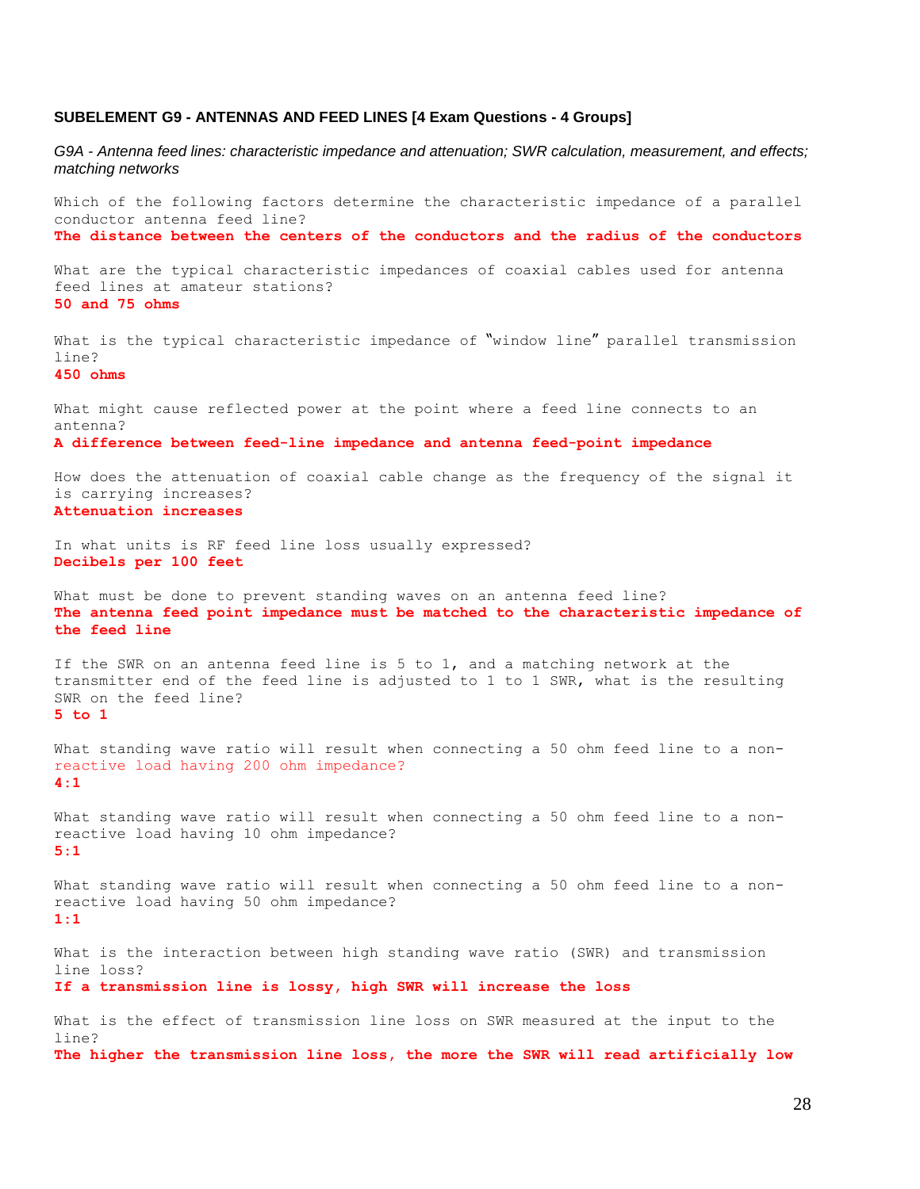**SUBELEMENT G9 - ANTENNAS AND FEED LINES [4 Exam Questions - 4 Groups]**

*G9A - Antenna feed lines: characteristic impedance and attenuation; SWR calculation, measurement, and effects; matching networks*

Which of the following factors determine the characteristic impedance of a parallel conductor antenna feed line?
**The distance between the centers of the conductors and the radius of the conductors**

What are the typical characteristic impedances of coaxial cables used for antenna feed lines at amateur stations?
**50 and 75 ohms**

What is the typical characteristic impedance of "window line" parallel transmission line?
**450 ohms**

What might cause reflected power at the point where a feed line connects to an antenna?
**A difference between feed-line impedance and antenna feed-point impedance**

How does the attenuation of coaxial cable change as the frequency of the signal it is carrying increases?
**Attenuation increases**

In what units is RF feed line loss usually expressed?
**Decibels per 100 feet**

What must be done to prevent standing waves on an antenna feed line?
**The antenna feed point impedance must be matched to the characteristic impedance of the feed line**

If the SWR on an antenna feed line is 5 to 1, and a matching network at the transmitter end of the feed line is adjusted to 1 to 1 SWR, what is the resulting SWR on the feed line?
**5 to 1**

What standing wave ratio will result when connecting a 50 ohm feed line to a non-reactive load having 200 ohm impedance?
**4:1**

What standing wave ratio will result when connecting a 50 ohm feed line to a non-reactive load having 10 ohm impedance?
**5:1**

What standing wave ratio will result when connecting a 50 ohm feed line to a non-reactive load having 50 ohm impedance?
**1:1**

What is the interaction between high standing wave ratio (SWR) and transmission line loss?
**If a transmission line is lossy, high SWR will increase the loss**

What is the effect of transmission line loss on SWR measured at the input to the line?
**The higher the transmission line loss, the more the SWR will read artificially low**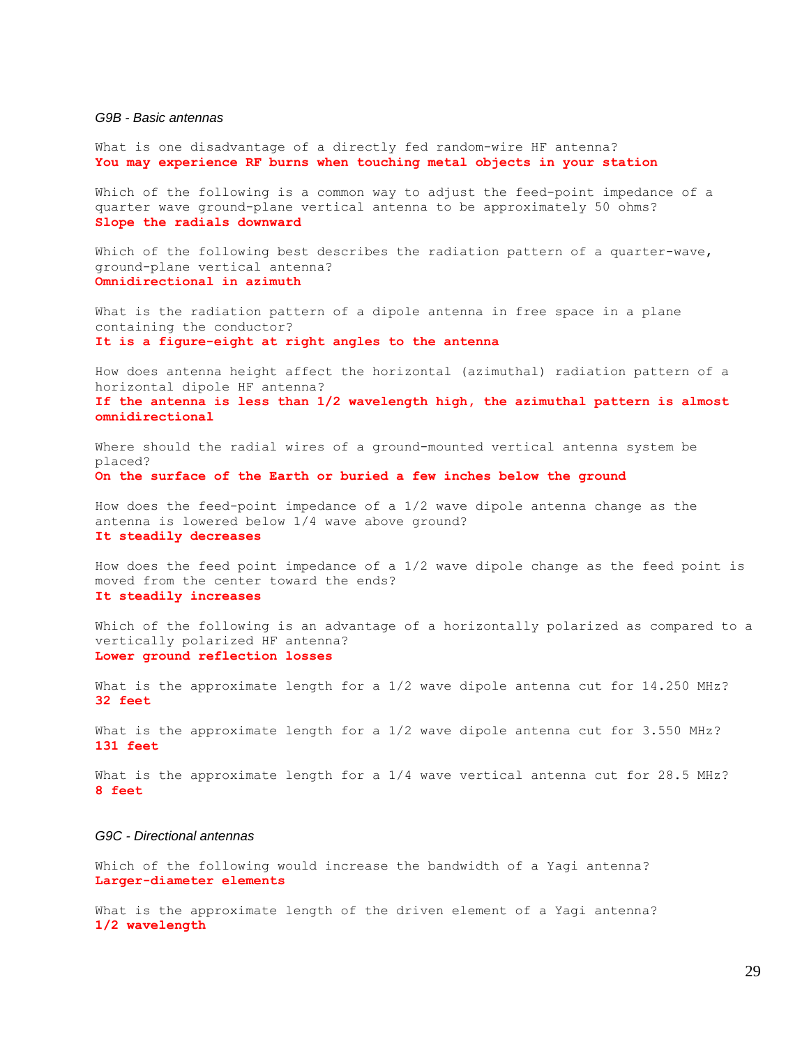*G9B - Basic antennas*

What is one disadvantage of a directly fed random-wire HF antenna?
**You may experience RF burns when touching metal objects in your station**

Which of the following is a common way to adjust the feed-point impedance of a quarter wave ground-plane vertical antenna to be approximately 50 ohms?
**Slope the radials downward**

Which of the following best describes the radiation pattern of a quarter-wave, ground-plane vertical antenna?
**Omnidirectional in azimuth**

What is the radiation pattern of a dipole antenna in free space in a plane containing the conductor?
**It is a figure-eight at right angles to the antenna**

How does antenna height affect the horizontal (azimuthal) radiation pattern of a horizontal dipole HF antenna?
**If the antenna is less than 1/2 wavelength high, the azimuthal pattern is almost omnidirectional**

Where should the radial wires of a ground-mounted vertical antenna system be placed?
**On the surface of the Earth or buried a few inches below the ground**

How does the feed-point impedance of a 1/2 wave dipole antenna change as the antenna is lowered below 1/4 wave above ground?
**It steadily decreases**

How does the feed point impedance of a 1/2 wave dipole change as the feed point is moved from the center toward the ends?
**It steadily increases**

Which of the following is an advantage of a horizontally polarized as compared to a vertically polarized HF antenna?
**Lower ground reflection losses**

What is the approximate length for a 1/2 wave dipole antenna cut for 14.250 MHz?
**32 feet**

What is the approximate length for a 1/2 wave dipole antenna cut for 3.550 MHz?
**131 feet**

What is the approximate length for a 1/4 wave vertical antenna cut for 28.5 MHz?
**8 feet**

*G9C - Directional antennas*

Which of the following would increase the bandwidth of a Yagi antenna?
**Larger-diameter elements**

What is the approximate length of the driven element of a Yagi antenna?
**1/2 wavelength**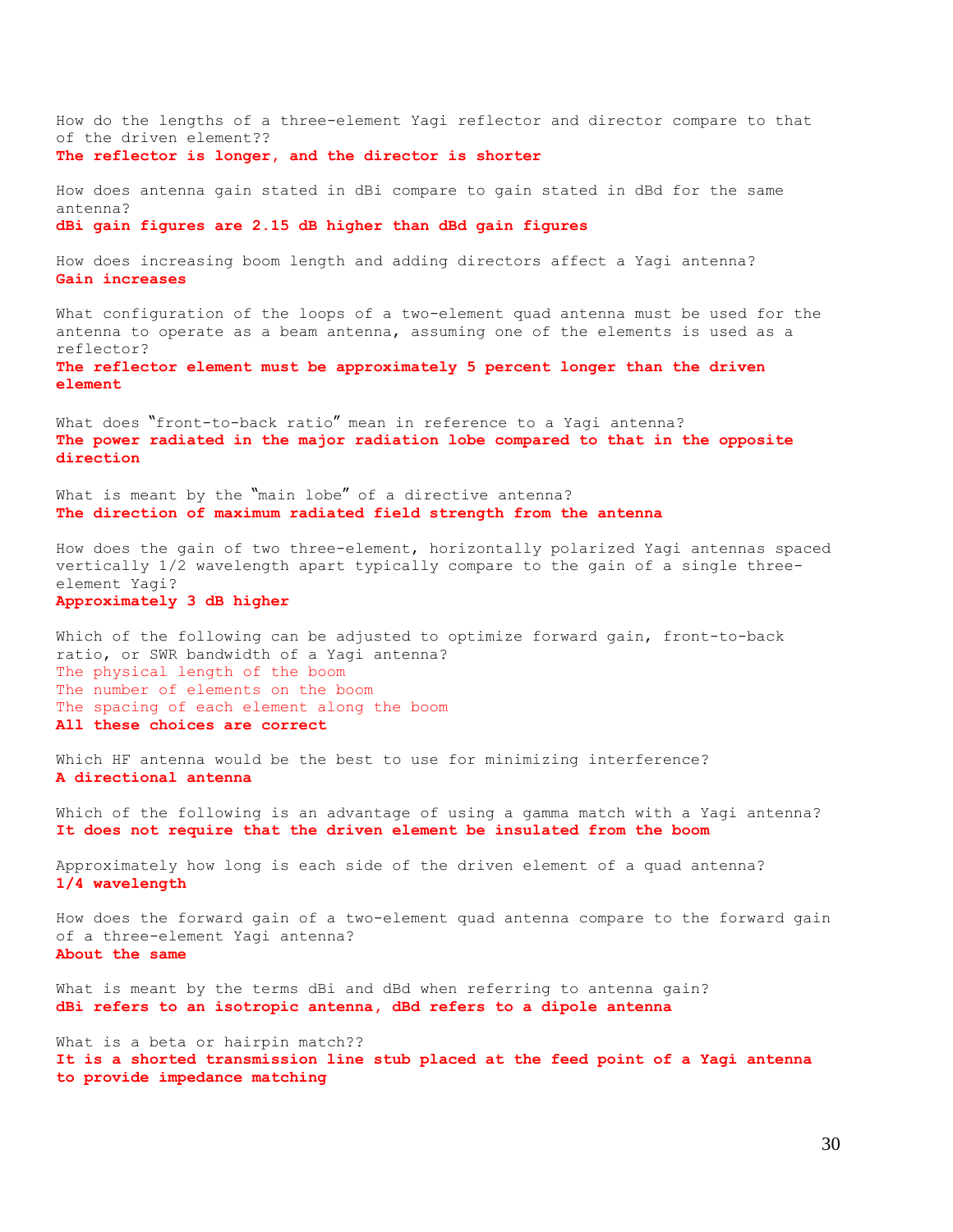How do the lengths of a three-element Yagi reflector and director compare to that of the driven element??
**The reflector is longer, and the director is shorter**

How does antenna gain stated in dBi compare to gain stated in dBd for the same antenna?
**dBi gain figures are 2.15 dB higher than dBd gain figures**

How does increasing boom length and adding directors affect a Yagi antenna?
**Gain increases**

What configuration of the loops of a two-element quad antenna must be used for the antenna to operate as a beam antenna, assuming one of the elements is used as a reflector?
**The reflector element must be approximately 5 percent longer than the driven element**

What does "front-to-back ratio" mean in reference to a Yagi antenna?
**The power radiated in the major radiation lobe compared to that in the opposite direction**

What is meant by the "main lobe" of a directive antenna?
**The direction of maximum radiated field strength from the antenna**

How does the gain of two three-element, horizontally polarized Yagi antennas spaced vertically 1/2 wavelength apart typically compare to the gain of a single three-element Yagi?
**Approximately 3 dB higher**

Which of the following can be adjusted to optimize forward gain, front-to-back ratio, or SWR bandwidth of a Yagi antenna?
The physical length of the boom
The number of elements on the boom
The spacing of each element along the boom
**All these choices are correct**

Which HF antenna would be the best to use for minimizing interference?
**A directional antenna**

Which of the following is an advantage of using a gamma match with a Yagi antenna?
**It does not require that the driven element be insulated from the boom**

Approximately how long is each side of the driven element of a quad antenna?
**1/4 wavelength**

How does the forward gain of a two-element quad antenna compare to the forward gain of a three-element Yagi antenna?
**About the same**

What is meant by the terms dBi and dBd when referring to antenna gain?
**dBi refers to an isotropic antenna, dBd refers to a dipole antenna**

What is a beta or hairpin match??
**It is a shorted transmission line stub placed at the feed point of a Yagi antenna to provide impedance matching**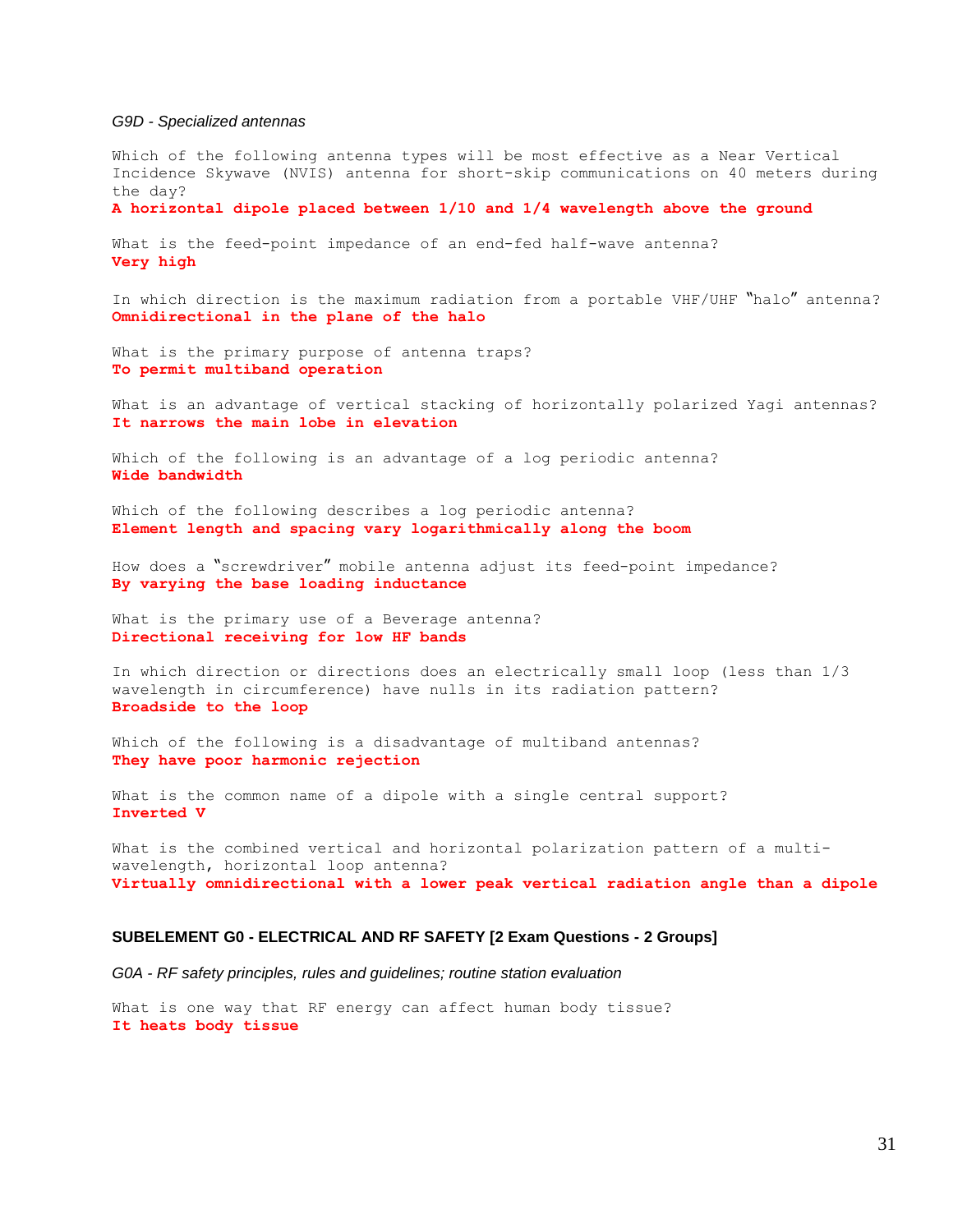*G9D - Specialized antennas*

Which of the following antenna types will be most effective as a Near Vertical Incidence Skywave (NVIS) antenna for short-skip communications on 40 meters during the day?
**A horizontal dipole placed between 1/10 and 1/4 wavelength above the ground**

What is the feed-point impedance of an end-fed half-wave antenna?
**Very high**

In which direction is the maximum radiation from a portable VHF/UHF "halo" antenna?
**Omnidirectional in the plane of the halo**

What is the primary purpose of antenna traps?
**To permit multiband operation**

What is an advantage of vertical stacking of horizontally polarized Yagi antennas?
**It narrows the main lobe in elevation**

Which of the following is an advantage of a log periodic antenna?
**Wide bandwidth**

Which of the following describes a log periodic antenna?
**Element length and spacing vary logarithmically along the boom**

How does a "screwdriver" mobile antenna adjust its feed-point impedance?
**By varying the base loading inductance**

What is the primary use of a Beverage antenna?
**Directional receiving for low HF bands**

In which direction or directions does an electrically small loop (less than 1/3 wavelength in circumference) have nulls in its radiation pattern?
**Broadside to the loop**

Which of the following is a disadvantage of multiband antennas?
**They have poor harmonic rejection**

What is the common name of a dipole with a single central support?
**Inverted V**

What is the combined vertical and horizontal polarization pattern of a multi-wavelength, horizontal loop antenna?
**Virtually omnidirectional with a lower peak vertical radiation angle than a dipole**

## SUBELEMENT G0 - ELECTRICAL AND RF SAFETY [2 Exam Questions - 2 Groups]

*G0A - RF safety principles, rules and guidelines; routine station evaluation*

What is one way that RF energy can affect human body tissue?
**It heats body tissue**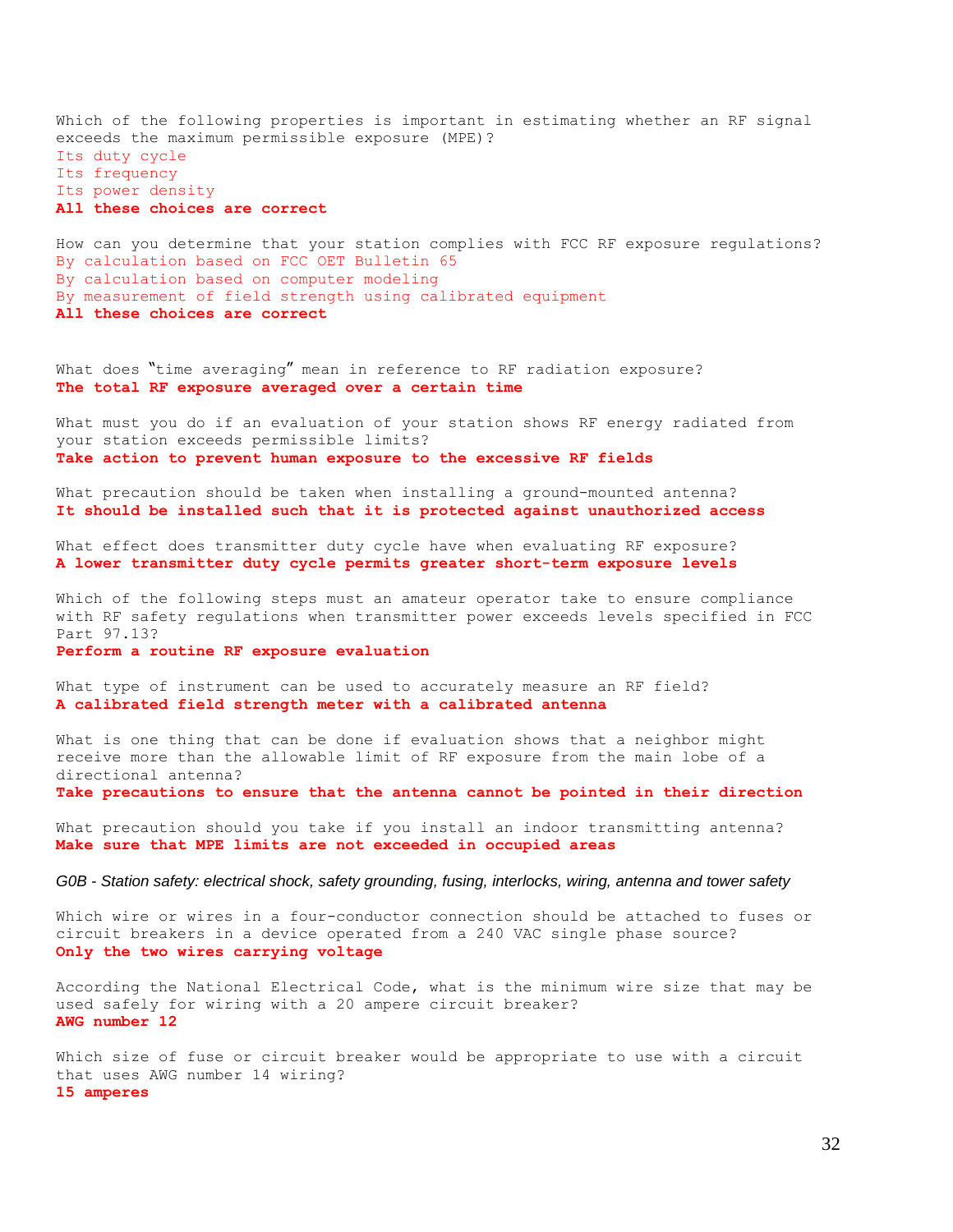Which of the following properties is important in estimating whether an RF signal exceeds the maximum permissible exposure (MPE)?
Its duty cycle
Its frequency
Its power density
**All these choices are correct**

How can you determine that your station complies with FCC RF exposure regulations?
By calculation based on FCC OET Bulletin 65
By calculation based on computer modeling
By measurement of field strength using calibrated equipment
**All these choices are correct**

What does "time averaging" mean in reference to RF radiation exposure?
**The total RF exposure averaged over a certain time**

What must you do if an evaluation of your station shows RF energy radiated from your station exceeds permissible limits?
**Take action to prevent human exposure to the excessive RF fields**

What precaution should be taken when installing a ground-mounted antenna?
**It should be installed such that it is protected against unauthorized access**

What effect does transmitter duty cycle have when evaluating RF exposure?
**A lower transmitter duty cycle permits greater short-term exposure levels**

Which of the following steps must an amateur operator take to ensure compliance with RF safety regulations when transmitter power exceeds levels specified in FCC Part 97.13?
**Perform a routine RF exposure evaluation**

What type of instrument can be used to accurately measure an RF field?
**A calibrated field strength meter with a calibrated antenna**

What is one thing that can be done if evaluation shows that a neighbor might receive more than the allowable limit of RF exposure from the main lobe of a directional antenna?
**Take precautions to ensure that the antenna cannot be pointed in their direction**

What precaution should you take if you install an indoor transmitting antenna?
**Make sure that MPE limits are not exceeded in occupied areas**

*G0B - Station safety: electrical shock, safety grounding, fusing, interlocks, wiring, antenna and tower safety*

Which wire or wires in a four-conductor connection should be attached to fuses or circuit breakers in a device operated from a 240 VAC single phase source?
**Only the two wires carrying voltage**

According the National Electrical Code, what is the minimum wire size that may be used safely for wiring with a 20 ampere circuit breaker?
**AWG number 12**

Which size of fuse or circuit breaker would be appropriate to use with a circuit that uses AWG number 14 wiring?
**15 amperes**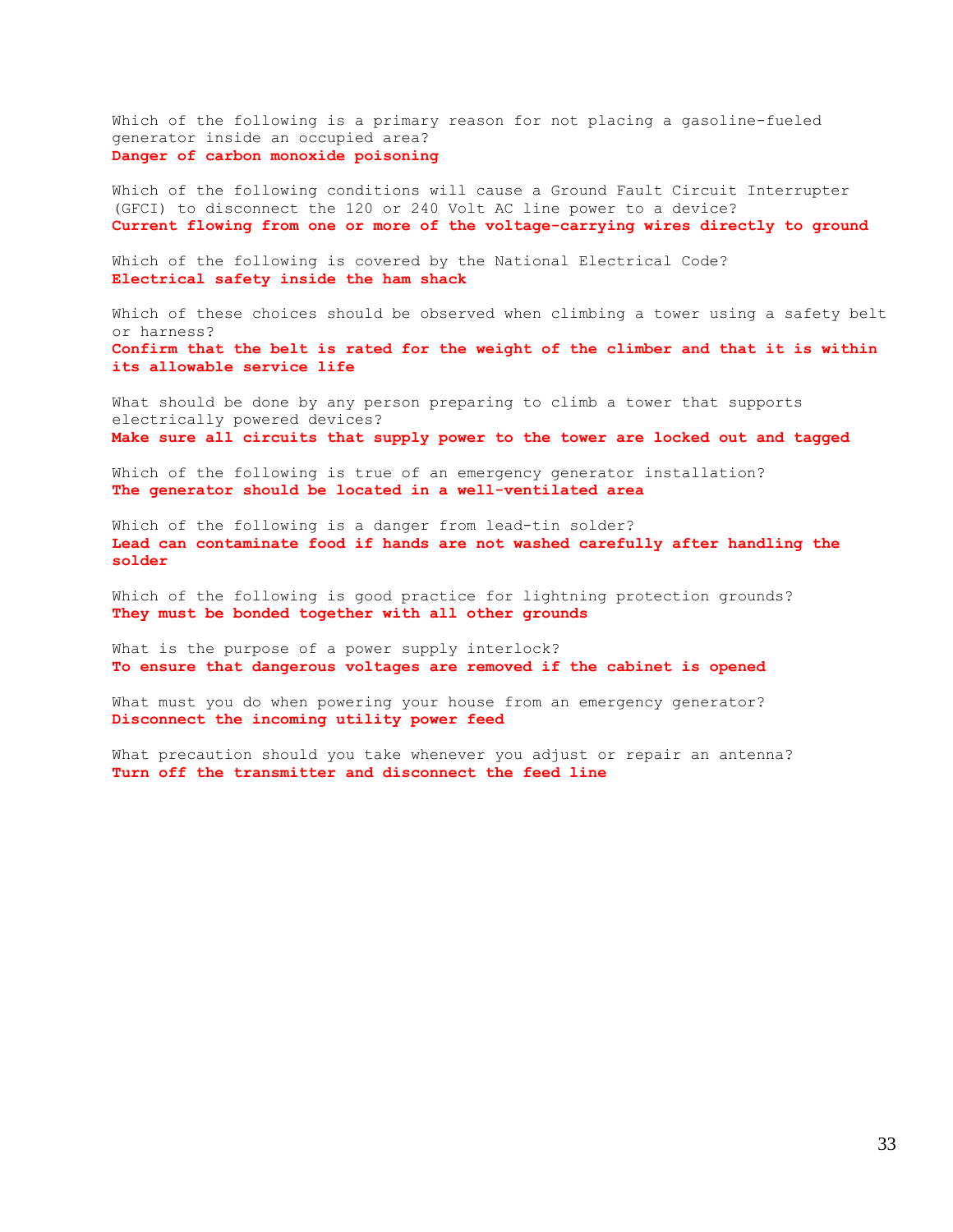Which of the following is a primary reason for not placing a gasoline-fueled generator inside an occupied area?
**Danger of carbon monoxide poisoning**

Which of the following conditions will cause a Ground Fault Circuit Interrupter (GFCI) to disconnect the 120 or 240 Volt AC line power to a device?
**Current flowing from one or more of the voltage-carrying wires directly to ground**

Which of the following is covered by the National Electrical Code?
**Electrical safety inside the ham shack**

Which of these choices should be observed when climbing a tower using a safety belt or harness?
**Confirm that the belt is rated for the weight of the climber and that it is within its allowable service life**

What should be done by any person preparing to climb a tower that supports electrically powered devices?
**Make sure all circuits that supply power to the tower are locked out and tagged**

Which of the following is true of an emergency generator installation?
**The generator should be located in a well-ventilated area**

Which of the following is a danger from lead-tin solder?
**Lead can contaminate food if hands are not washed carefully after handling the solder**

Which of the following is good practice for lightning protection grounds?
**They must be bonded together with all other grounds**

What is the purpose of a power supply interlock?
**To ensure that dangerous voltages are removed if the cabinet is opened**

What must you do when powering your house from an emergency generator?
**Disconnect the incoming utility power feed**

What precaution should you take whenever you adjust or repair an antenna?
**Turn off the transmitter and disconnect the feed line**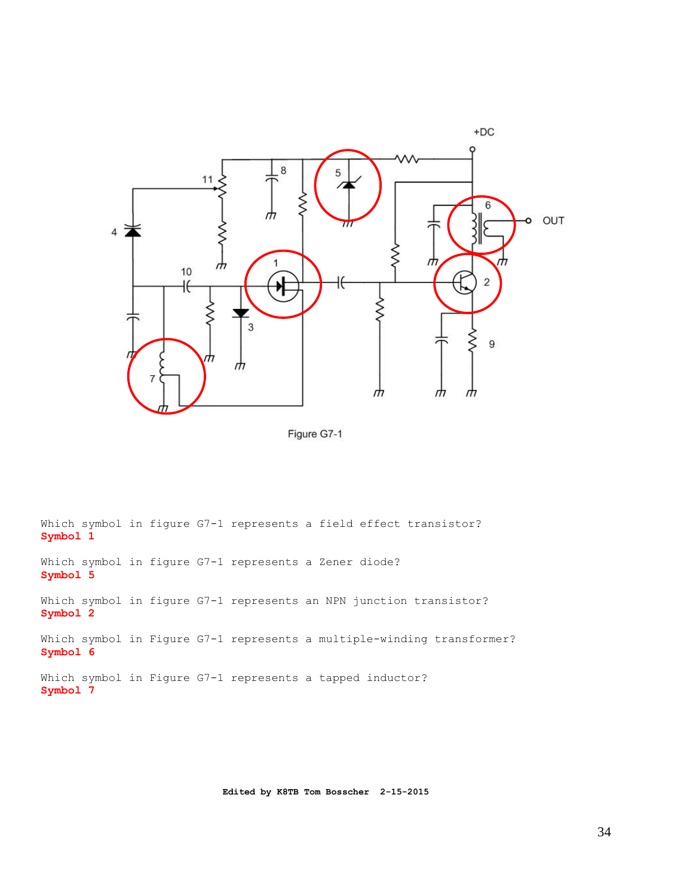+DC

OUT

Figure G7-1

Which symbol in figure G7-1 represents a field effect transistor?
**Symbol 1**

Which symbol in figure G7-1 represents a Zener diode?
**Symbol 5**

Which symbol in figure G7-1 represents an NPN junction transistor?
**Symbol 2**

Which symbol in Figure G7-1 represents a multiple-winding transformer?
**Symbol 6**

Which symbol in Figure G7-1 represents a tapped inductor?
**Symbol 7**

**Edited by K8TB Tom Bosscher 2-15-2015**